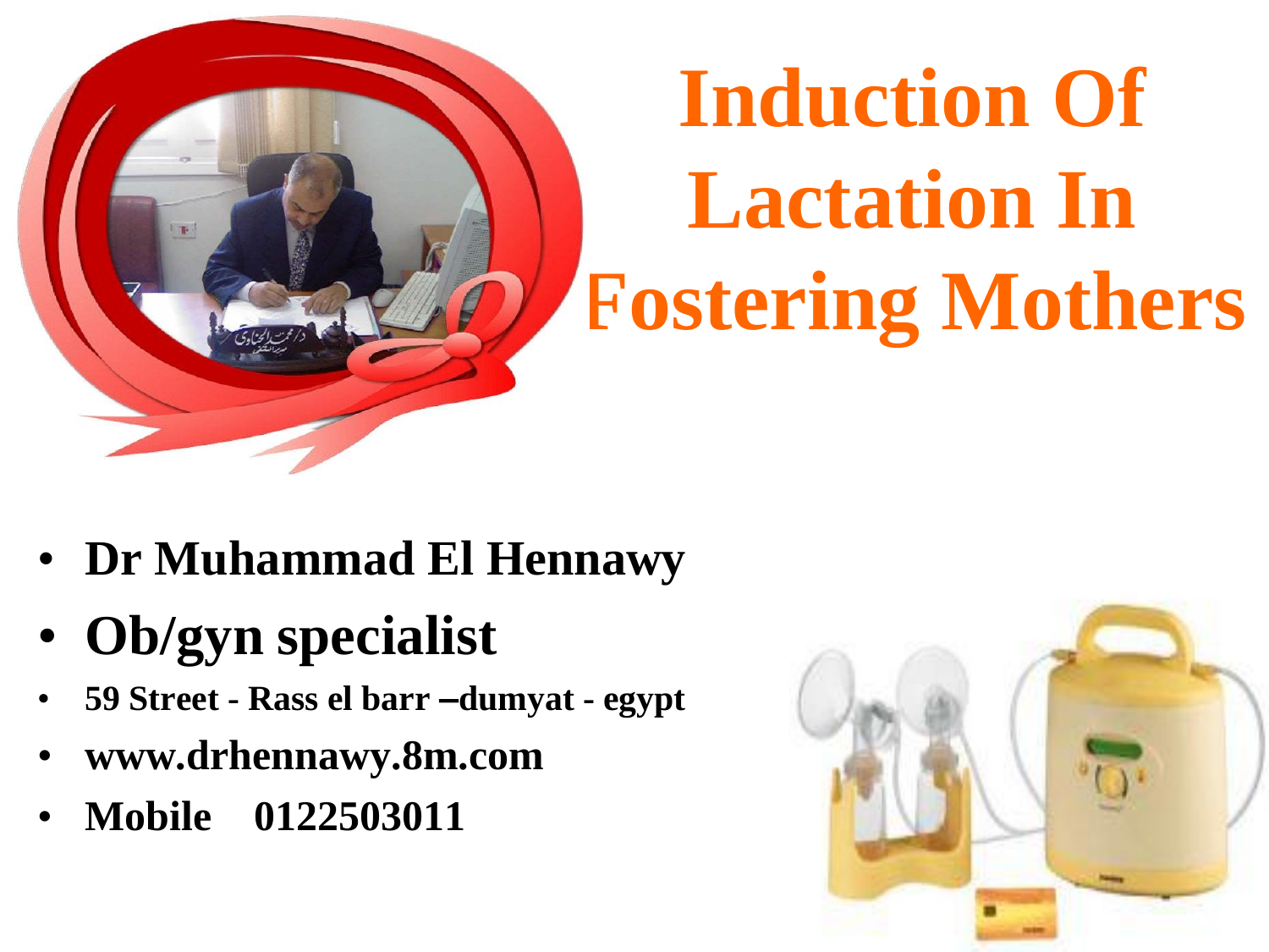# Induction Of Lactation In Fostering Mothers

- **Dr Muhammad El Hennawy**
- **Ob/gyn specialist**
- **59 Street - Rass el barr –dumyat - egypt**
- **www.drhennawy.8m.com**
- **Mobile 0122503011**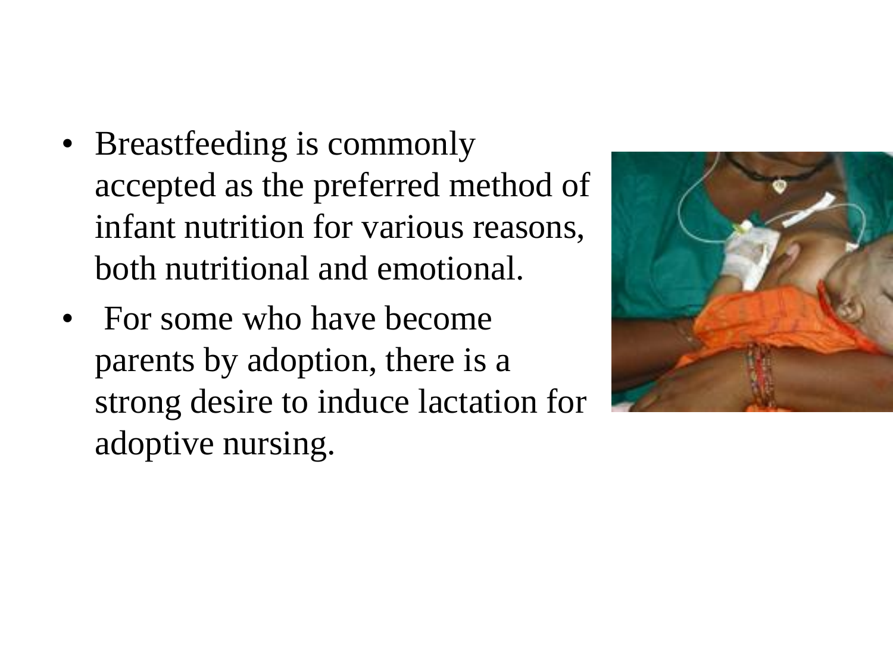- Breastfeeding is commonly accepted as the preferred method of infant nutrition for various reasons, both nutritional and emotional.
- For some who have become parents by adoption, there is a strong desire to induce lactation for adoptive nursing.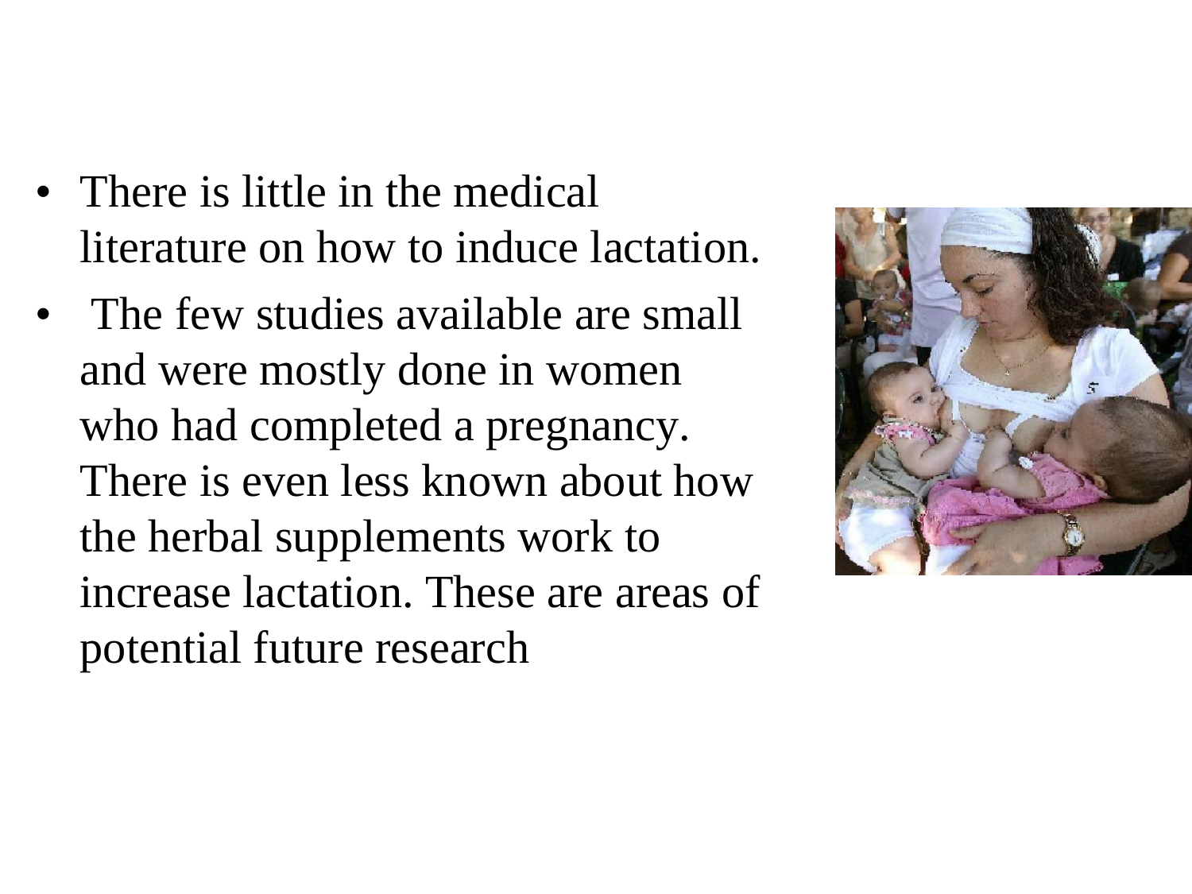- There is little in the medical literature on how to induce lactation.
- The few studies available are small and were mostly done in women who had completed a pregnancy. There is even less known about how the herbal supplements work to increase lactation. These are areas of potential future research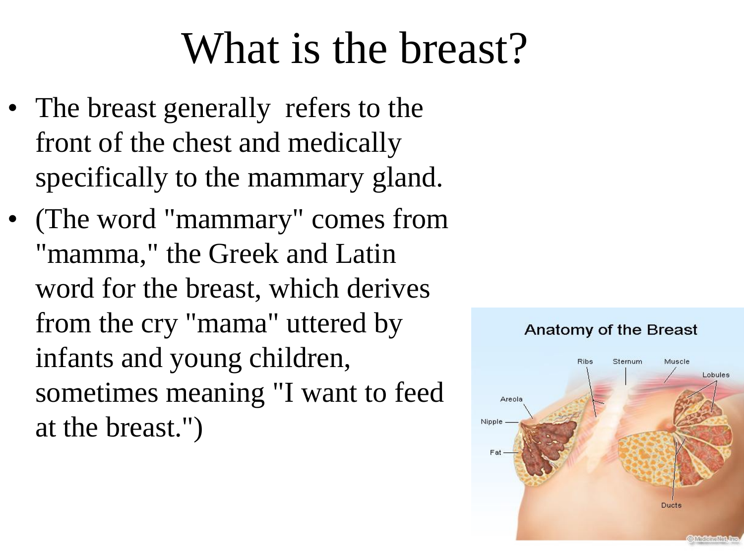# What is the breast?

- The breast generally refers to the front of the chest and medically specifically to the mammary gland.
- (The word "mammary" comes from "mamma," the Greek and Latin word for the breast, which derives from the cry "mama" uttered by infants and young children, sometimes meaning "I want to feed at the breast.")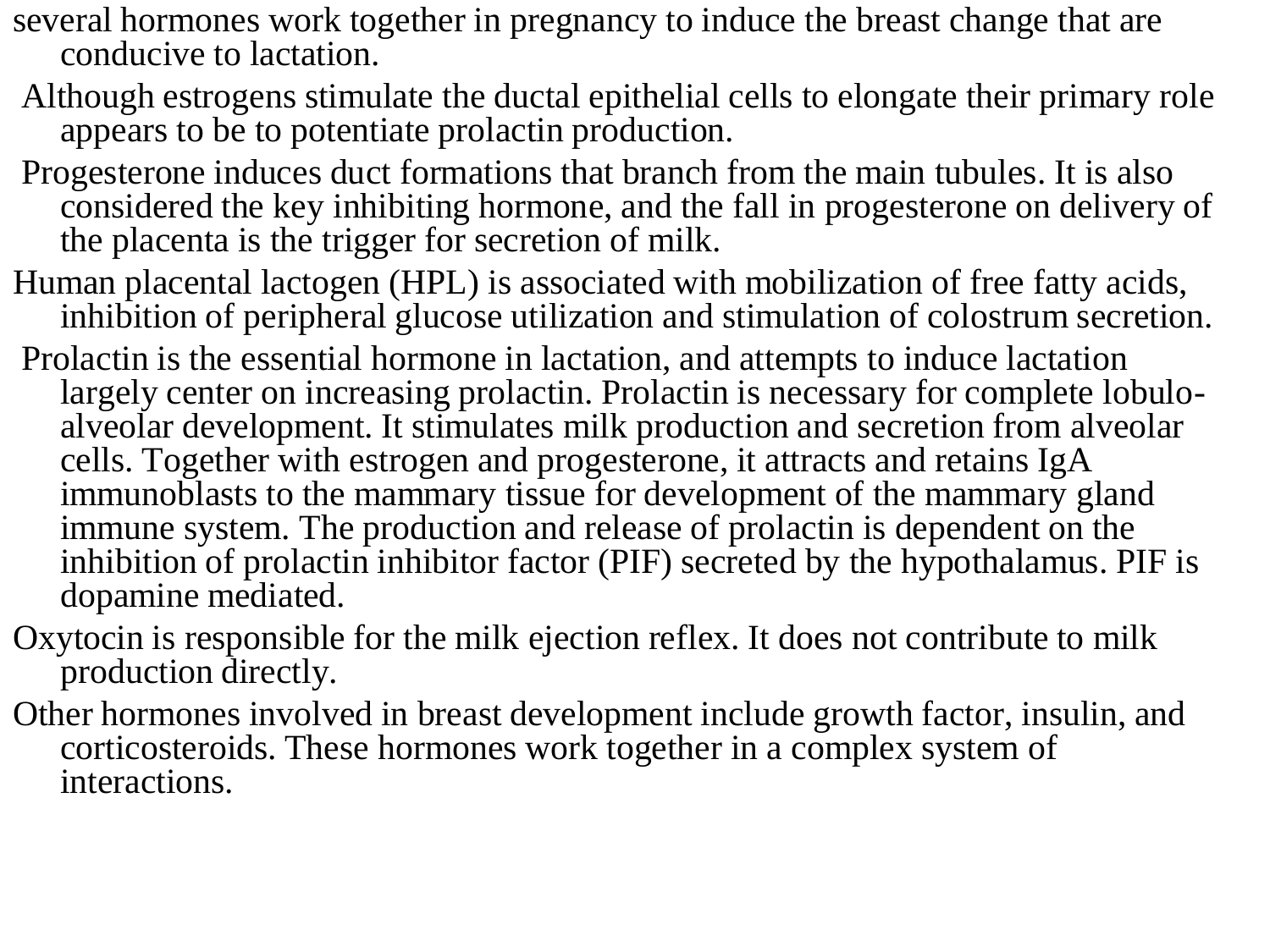several hormones work together in pregnancy to induce the breast change that are conducive to lactation.

Although estrogens stimulate the ductal epithelial cells to elongate their primary role appears to be to potentiate prolactin production.

Progesterone induces duct formations that branch from the main tubules. It is also considered the key inhibiting hormone, and the fall in progesterone on delivery of the placenta is the trigger for secretion of milk.

Human placental lactogen (HPL) is associated with mobilization of free fatty acids, inhibition of peripheral glucose utilization and stimulation of colostrum secretion.

Prolactin is the essential hormone in lactation, and attempts to induce lactation largely center on increasing prolactin. Prolactin is necessary for complete lobulo-alveolar development. It stimulates milk production and secretion from alveolar cells. Together with estrogen and progesterone, it attracts and retains IgA immunoblasts to the mammary tissue for development of the mammary gland immune system. The production and release of prolactin is dependent on the inhibition of prolactin inhibitor factor (PIF) secreted by the hypothalamus. PIF is dopamine mediated.

Oxytocin is responsible for the milk ejection reflex. It does not contribute to milk production directly.

Other hormones involved in breast development include growth factor, insulin, and corticosteroids. These hormones work together in a complex system of interactions.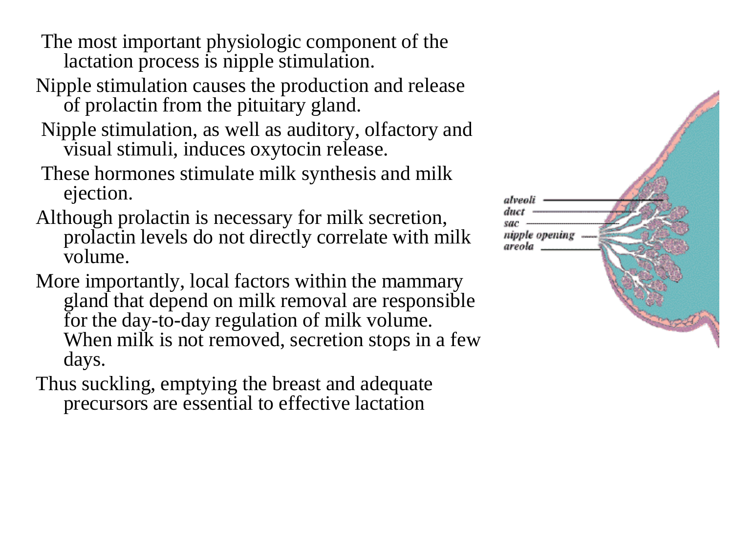The most important physiologic component of the lactation process is nipple stimulation.

Nipple stimulation causes the production and release of prolactin from the pituitary gland.

Nipple stimulation, as well as auditory, olfactory and visual stimuli, induces oxytocin release.

These hormones stimulate milk synthesis and milk ejection.

Although prolactin is necessary for milk secretion, prolactin levels do not directly correlate with milk volume.

More importantly, local factors within the mammary gland that depend on milk removal are responsible for the day-to-day regulation of milk volume. When milk is not removed, secretion stops in a few days.

Thus suckling, emptying the breast and adequate precursors are essential to effective lactation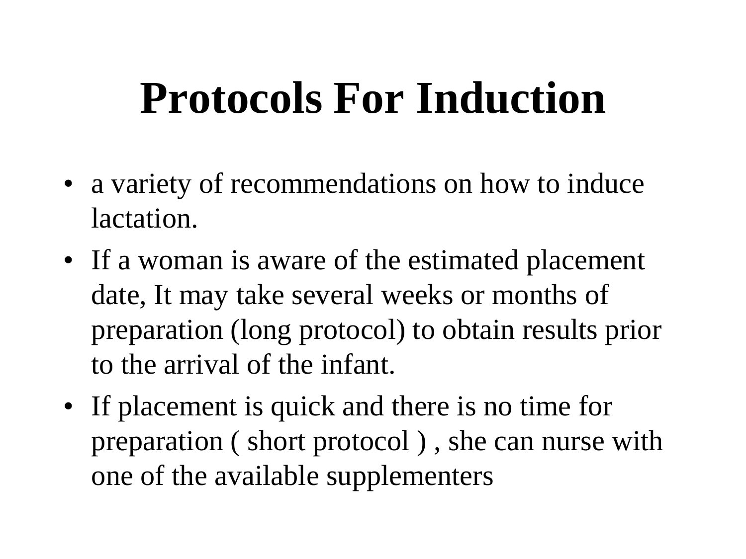# Protocols For Induction

- a variety of recommendations on how to induce lactation.
- If a woman is aware of the estimated placement date, It may take several weeks or months of preparation (long protocol) to obtain results prior to the arrival of the infant.
- If placement is quick and there is no time for preparation ( short protocol ) , she can nurse with one of the available supplementers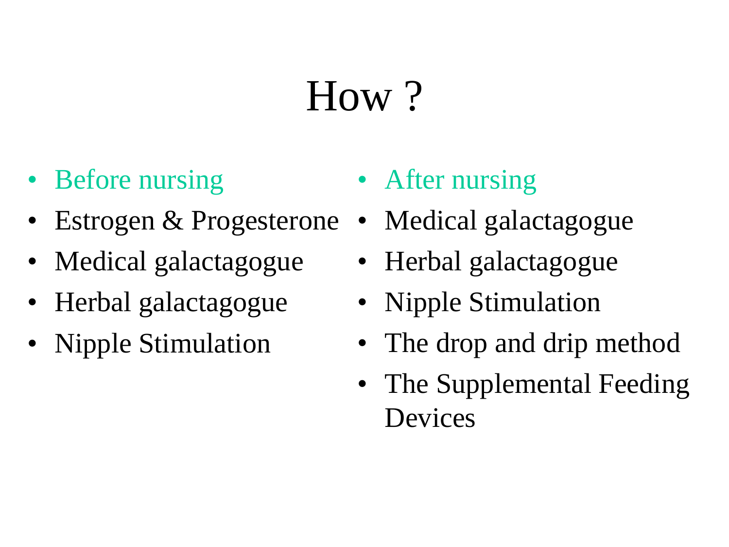# How ?

- Before nursing
- Estrogen & Progesterone
- Medical galactagogue
- Herbal galactagogue
- Nipple Stimulation

- After nursing
- Medical galactagogue
- Herbal galactagogue
- Nipple Stimulation
- The drop and drip method
- The Supplemental Feeding Devices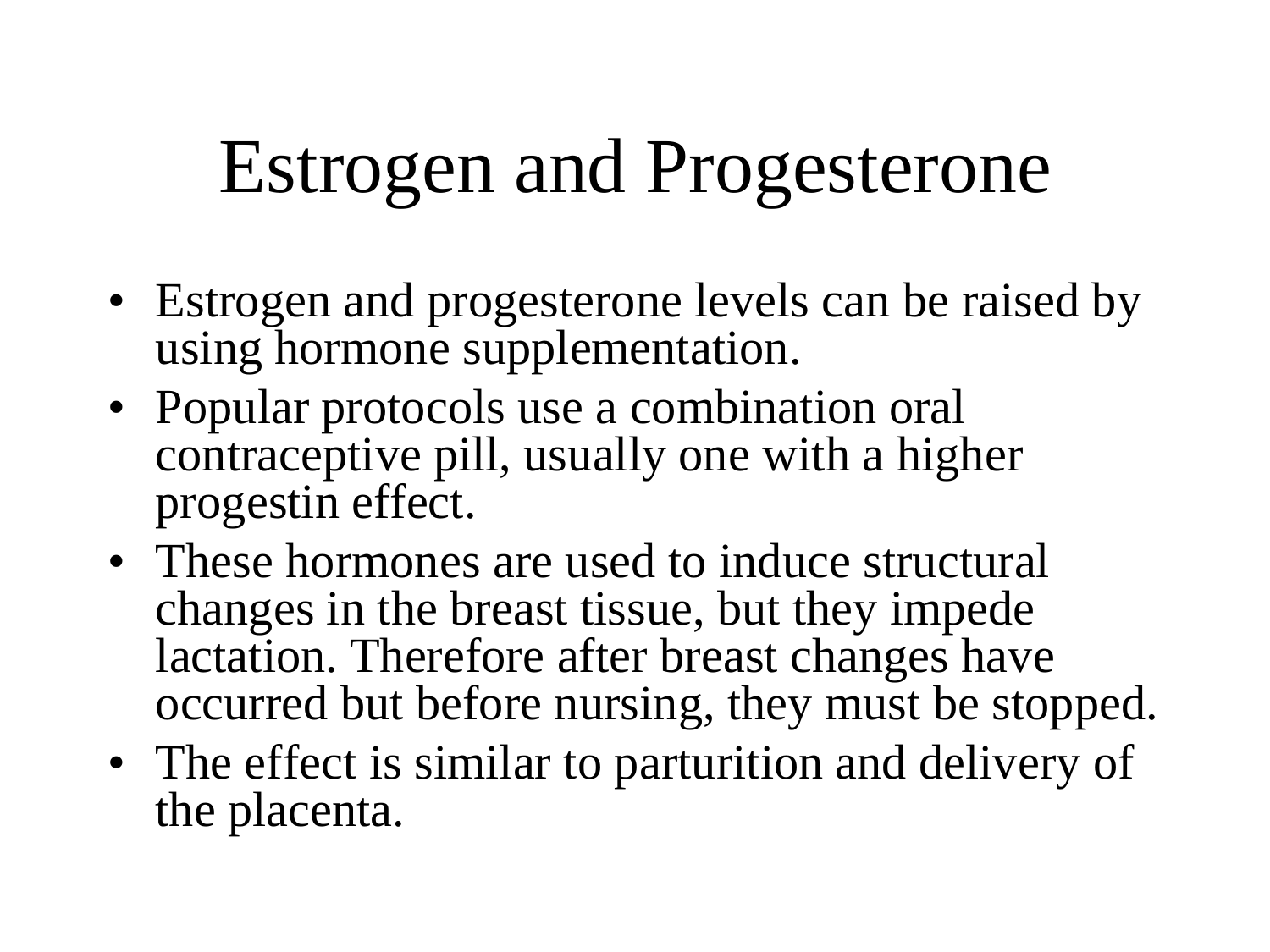# Estrogen and Progesterone

- Estrogen and progesterone levels can be raised by using hormone supplementation.
- Popular protocols use a combination oral contraceptive pill, usually one with a higher progestin effect.
- These hormones are used to induce structural changes in the breast tissue, but they impede lactation. Therefore after breast changes have occurred but before nursing, they must be stopped.
- The effect is similar to parturition and delivery of the placenta.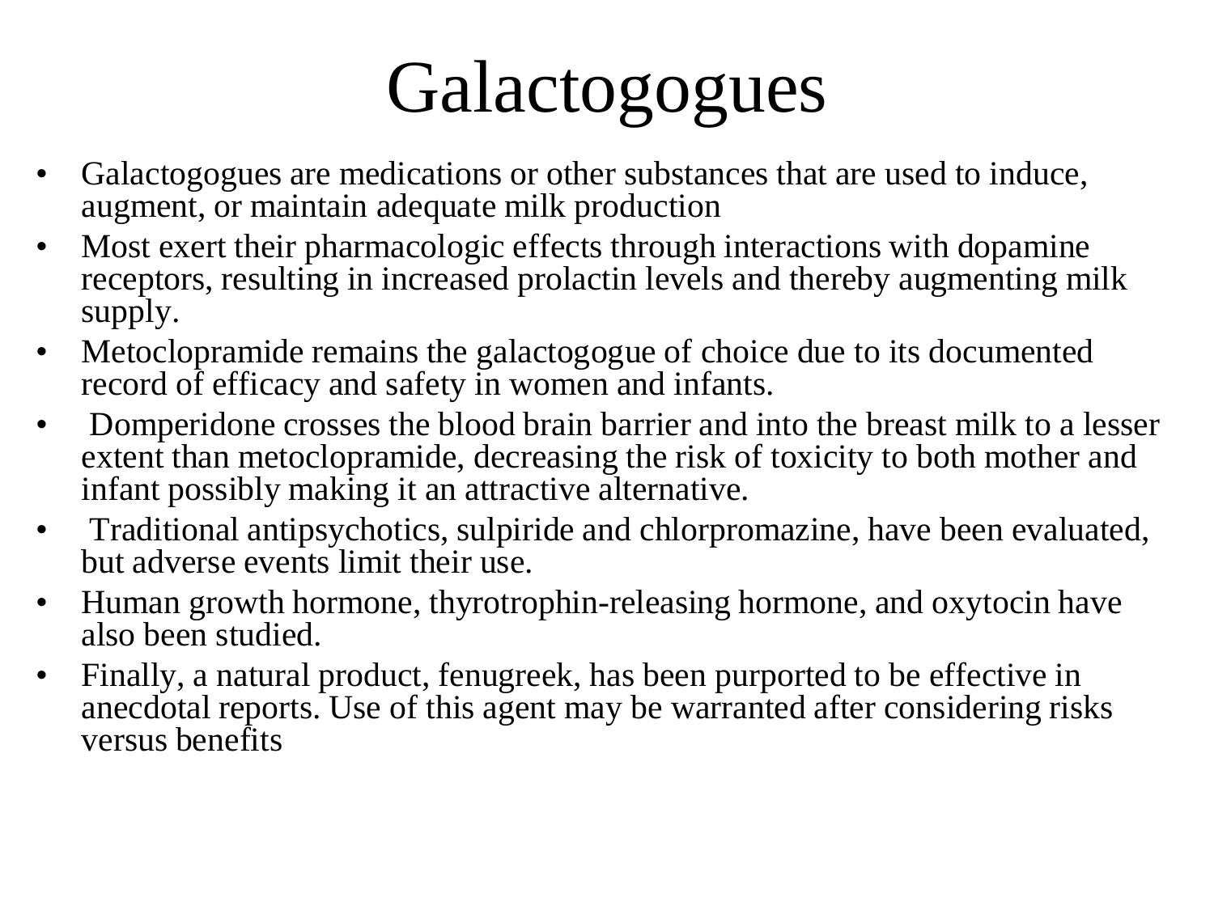# Galactogogues

- Galactogogues are medications or other substances that are used to induce, augment, or maintain adequate milk production
- Most exert their pharmacologic effects through interactions with dopamine receptors, resulting in increased prolactin levels and thereby augmenting milk supply.
- Metoclopramide remains the galactogogue of choice due to its documented record of efficacy and safety in women and infants.
- Domperidone crosses the blood brain barrier and into the breast milk to a lesser extent than metoclopramide, decreasing the risk of toxicity to both mother and infant possibly making it an attractive alternative.
- Traditional antipsychotics, sulpiride and chlorpromazine, have been evaluated, but adverse events limit their use.
- Human growth hormone, thyrotrophin-releasing hormone, and oxytocin have also been studied.
- Finally, a natural product, fenugreek, has been purported to be effective in anecdotal reports. Use of this agent may be warranted after considering risks versus benefits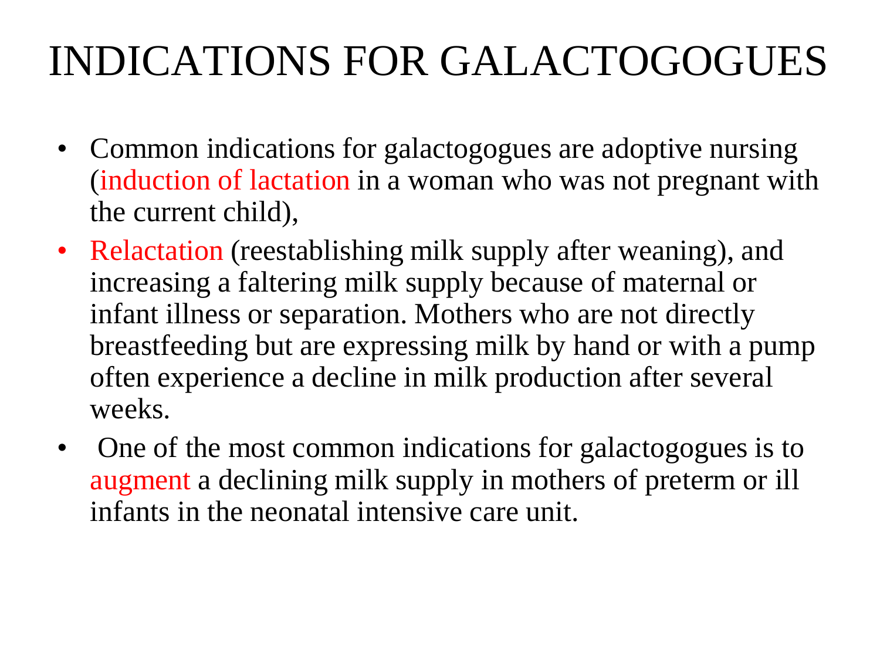# INDICATIONS FOR GALACTOGOGUES

- Common indications for galactogogues are adoptive nursing (induction of lactation in a woman who was not pregnant with the current child),
- Relactation (reestablishing milk supply after weaning), and increasing a faltering milk supply because of maternal or infant illness or separation. Mothers who are not directly breastfeeding but are expressing milk by hand or with a pump often experience a decline in milk production after several weeks.
- One of the most common indications for galactogogues is to augment a declining milk supply in mothers of preterm or ill infants in the neonatal intensive care unit.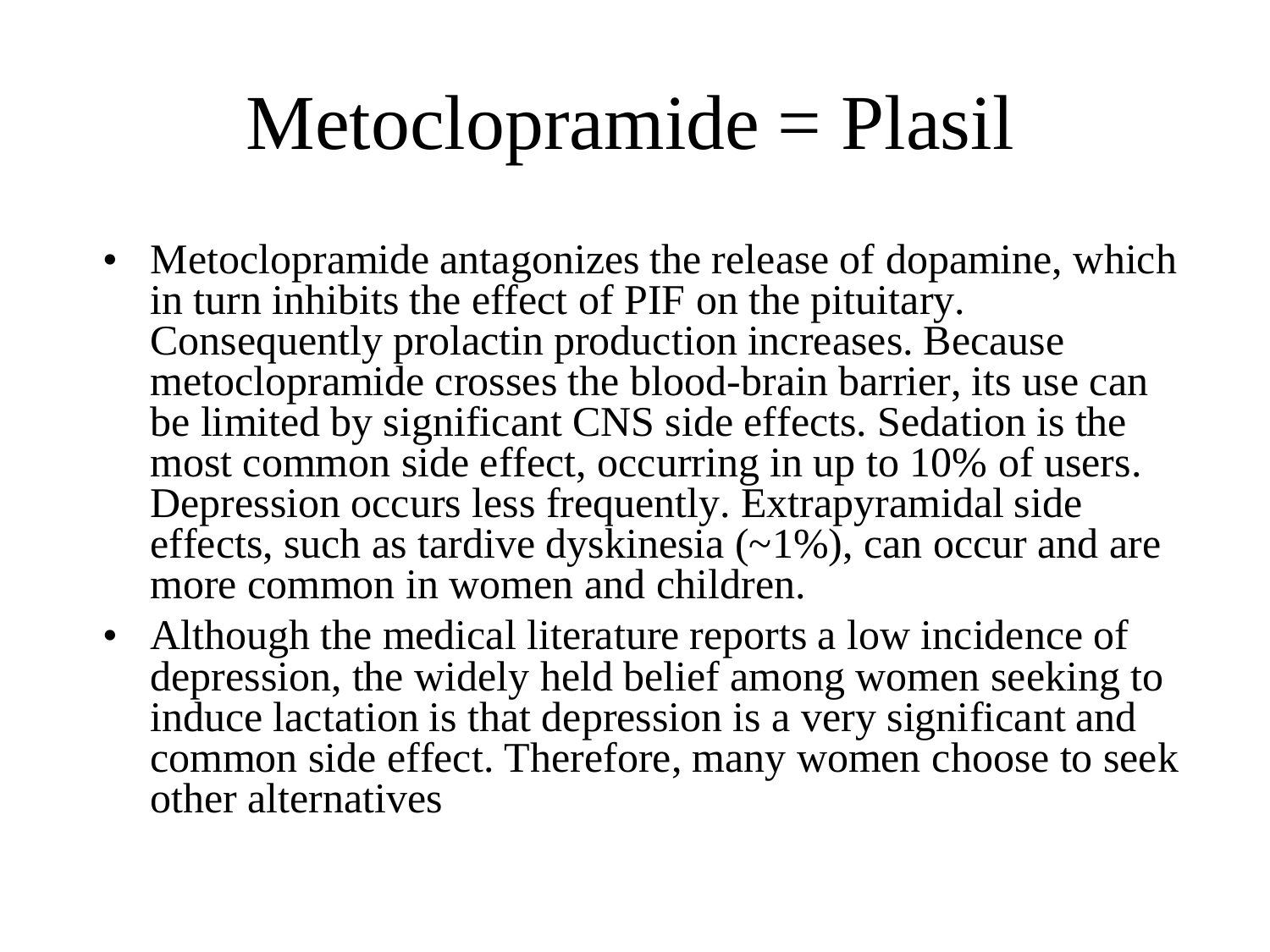# Metoclopramide = Plasil

- Metoclopramide antagonizes the release of dopamine, which in turn inhibits the effect of PIF on the pituitary. Consequently prolactin production increases. Because metoclopramide crosses the blood-brain barrier, its use can be limited by significant CNS side effects. Sedation is the most common side effect, occurring in up to 10% of users. Depression occurs less frequently. Extrapyramidal side effects, such as tardive dyskinesia (~1%), can occur and are more common in women and children.
- Although the medical literature reports a low incidence of depression, the widely held belief among women seeking to induce lactation is that depression is a very significant and common side effect. Therefore, many women choose to seek other alternatives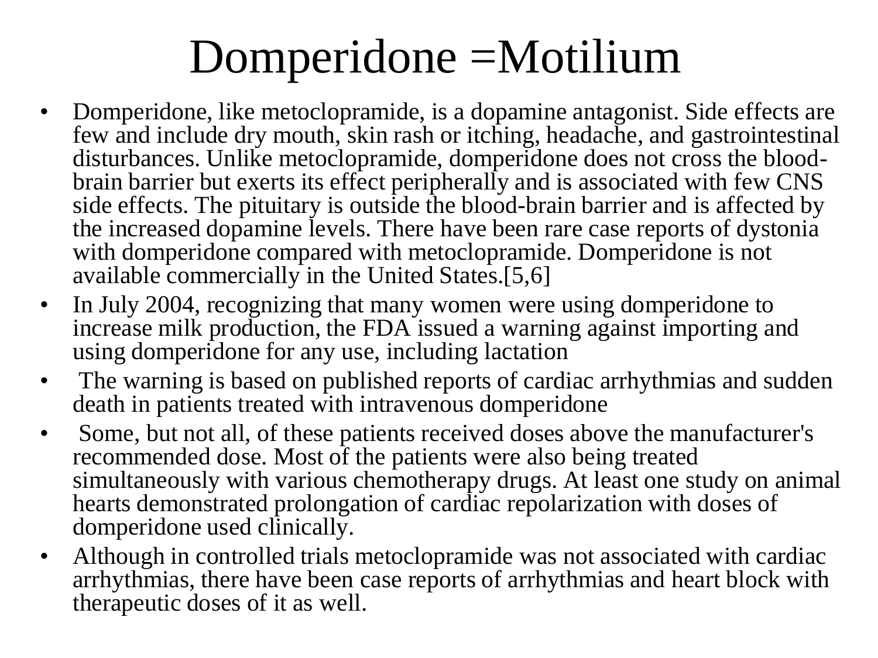# Domperidone =Motilium

- Domperidone, like metoclopramide, is a dopamine antagonist. Side effects are few and include dry mouth, skin rash or itching, headache, and gastrointestinal disturbances. Unlike metoclopramide, domperidone does not cross the blood-brain barrier but exerts its effect peripherally and is associated with few CNS side effects. The pituitary is outside the blood-brain barrier and is affected by the increased dopamine levels. There have been rare case reports of dystonia with domperidone compared with metoclopramide. Domperidone is not available commercially in the United States.[5,6]
- In July 2004, recognizing that many women were using domperidone to increase milk production, the FDA issued a warning against importing and using domperidone for any use, including lactation
- The warning is based on published reports of cardiac arrhythmias and sudden death in patients treated with intravenous domperidone
- Some, but not all, of these patients received doses above the manufacturer's recommended dose. Most of the patients were also being treated simultaneously with various chemotherapy drugs. At least one study on animal hearts demonstrated prolongation of cardiac repolarization with doses of domperidone used clinically.
- Although in controlled trials metoclopramide was not associated with cardiac arrhythmias, there have been case reports of arrhythmias and heart block with therapeutic doses of it as well.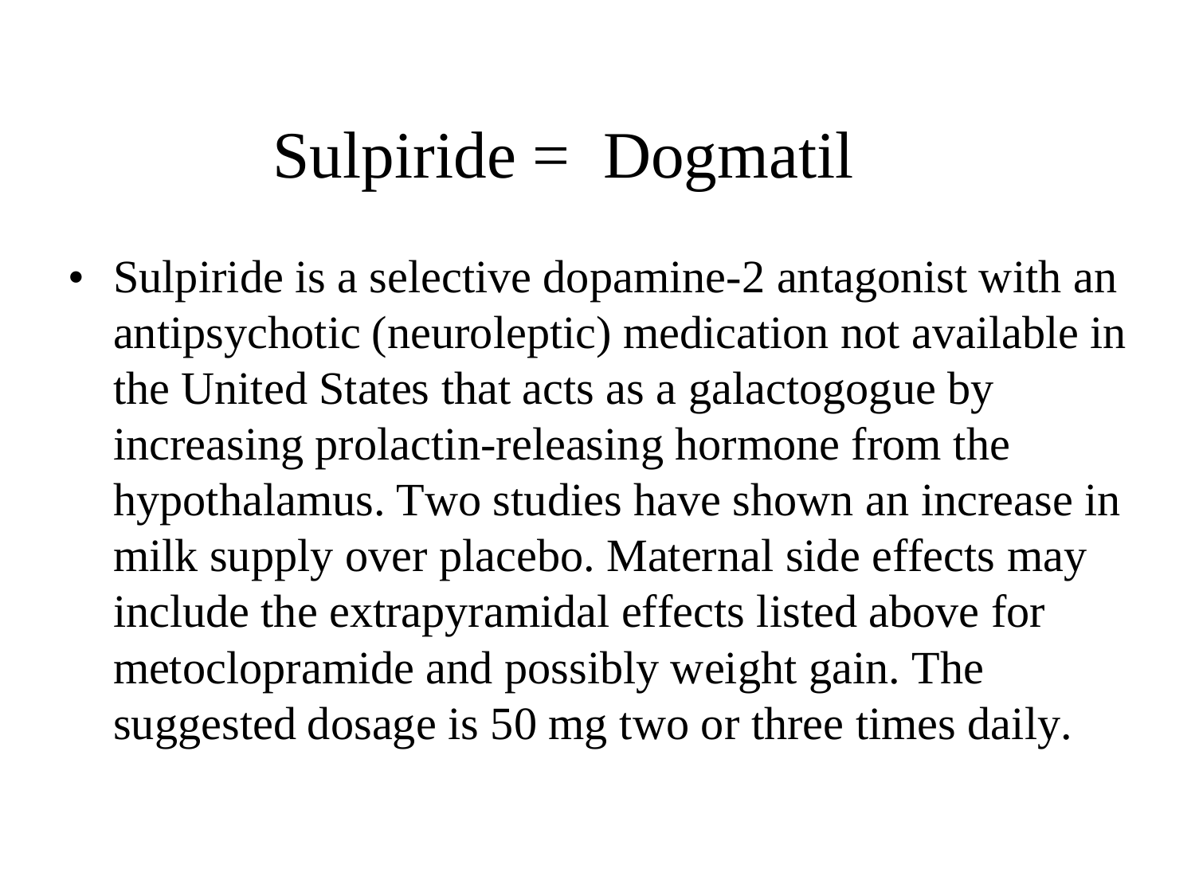# Sulpiride = Dogmatil

- Sulpiride is a selective dopamine-2 antagonist with an antipsychotic (neuroleptic) medication not available in the United States that acts as a galactogogue by increasing prolactin-releasing hormone from the hypothalamus. Two studies have shown an increase in milk supply over placebo. Maternal side effects may include the extrapyramidal effects listed above for metoclopramide and possibly weight gain. The suggested dosage is 50 mg two or three times daily.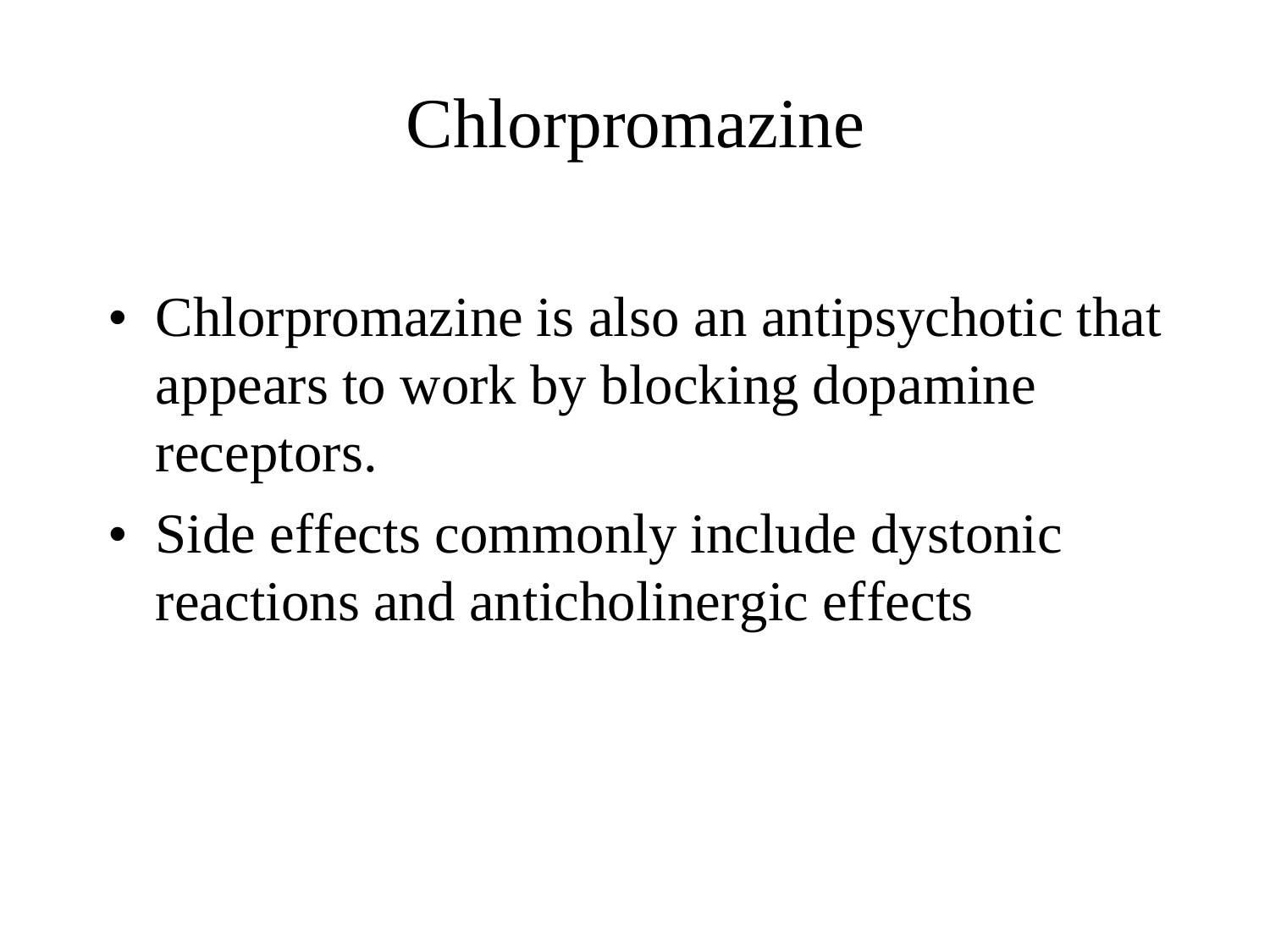# Chlorpromazine

- Chlorpromazine is also an antipsychotic that appears to work by blocking dopamine receptors.
- Side effects commonly include dystonic reactions and anticholinergic effects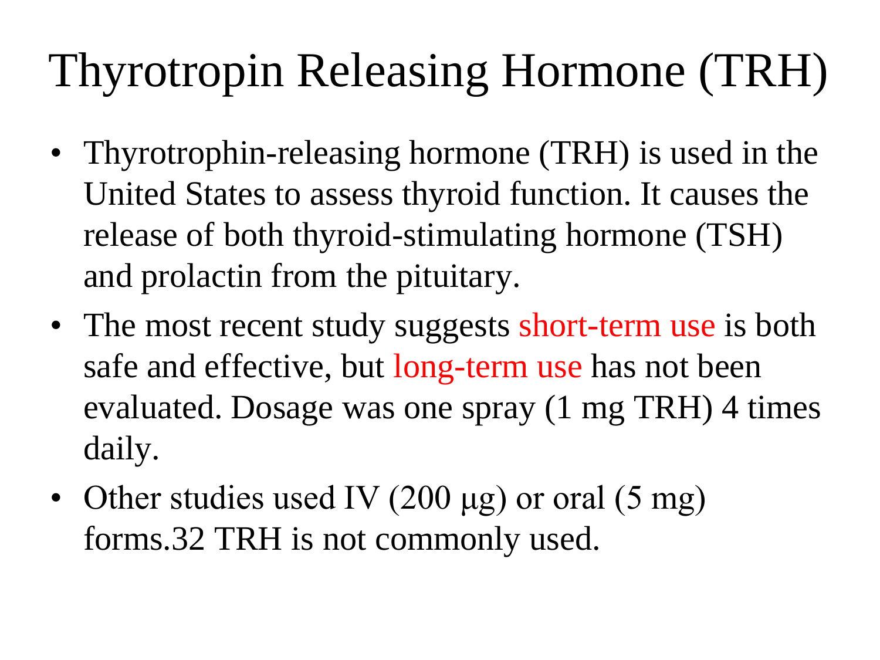# Thyrotropin Releasing Hormone (TRH)

- Thyrotrophin-releasing hormone (TRH) is used in the United States to assess thyroid function. It causes the release of both thyroid-stimulating hormone (TSH) and prolactin from the pituitary.
- The most recent study suggests short-term use is both safe and effective, but long-term use has not been evaluated. Dosage was one spray (1 mg TRH) 4 times daily.
- Other studies used IV (200 μg) or oral (5 mg) forms.32 TRH is not commonly used.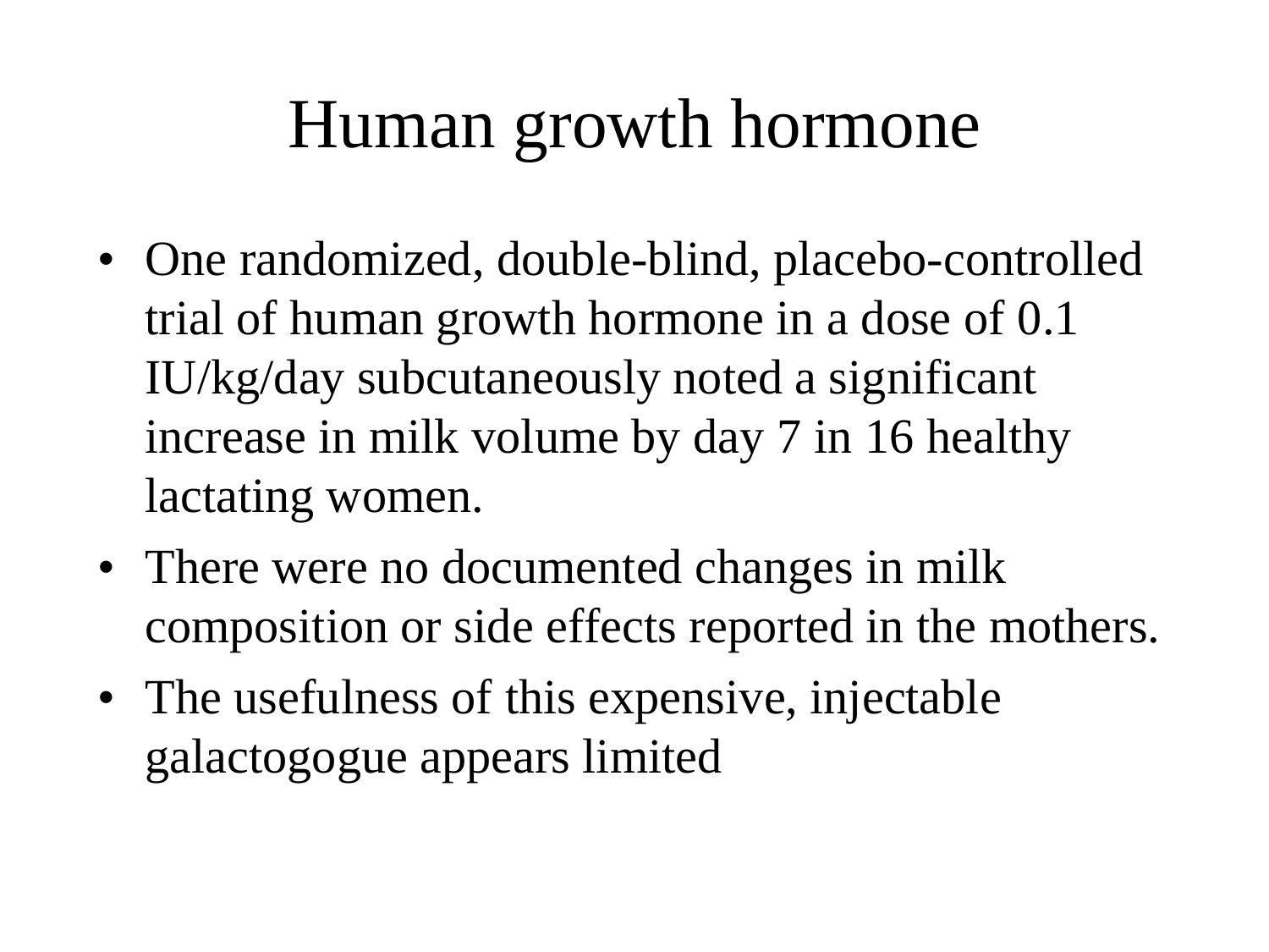# Human growth hormone

- One randomized, double-blind, placebo-controlled trial of human growth hormone in a dose of 0.1 IU/kg/day subcutaneously noted a significant increase in milk volume by day 7 in 16 healthy lactating women.
- There were no documented changes in milk composition or side effects reported in the mothers.
- The usefulness of this expensive, injectable galactogogue appears limited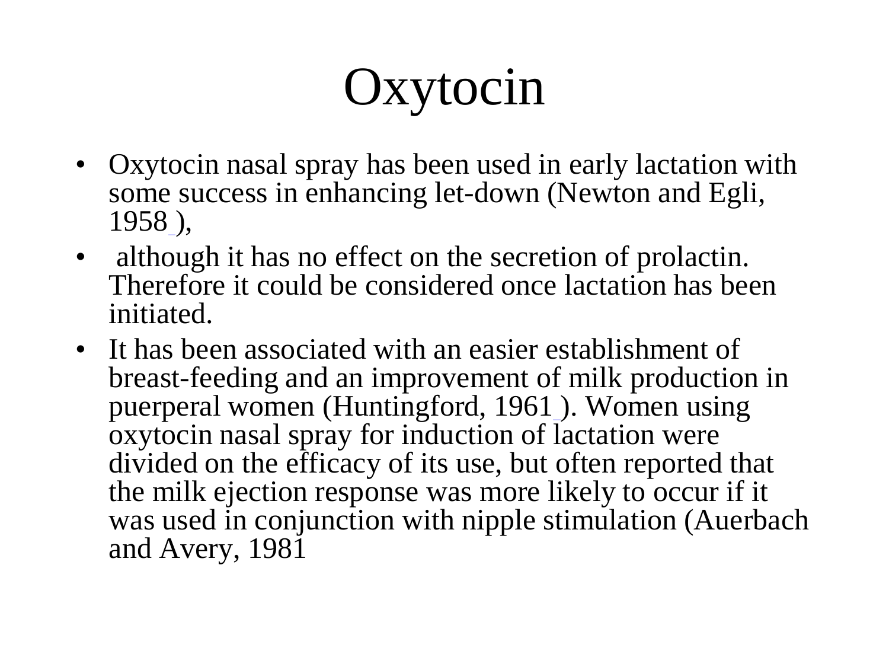# Oxytocin

- Oxytocin nasal spray has been used in early lactation with some success in enhancing let-down (Newton and Egli, 1958 ),
- although it has no effect on the secretion of prolactin. Therefore it could be considered once lactation has been initiated.
- It has been associated with an easier establishment of breast-feeding and an improvement of milk production in puerperal women (Huntingford, 1961 ). Women using oxytocin nasal spray for induction of lactation were divided on the efficacy of its use, but often reported that the milk ejection response was more likely to occur if it was used in conjunction with nipple stimulation (Auerbach and Avery, 1981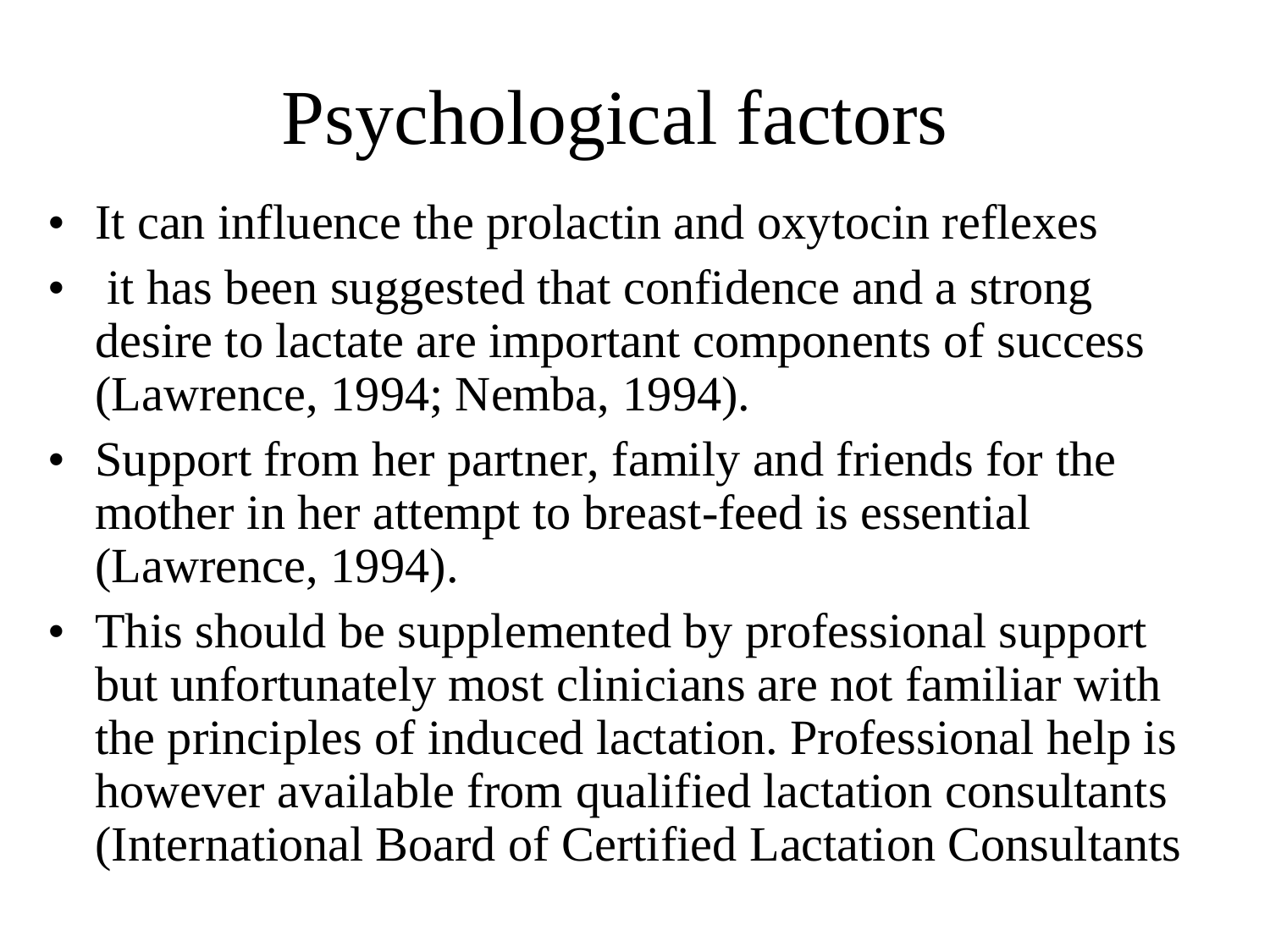# Psychological factors

- It can influence the prolactin and oxytocin reflexes
- it has been suggested that confidence and a strong desire to lactate are important components of success (Lawrence, 1994; Nemba, 1994).
- Support from her partner, family and friends for the mother in her attempt to breast-feed is essential (Lawrence, 1994).
- This should be supplemented by professional support but unfortunately most clinicians are not familiar with the principles of induced lactation. Professional help is however available from qualified lactation consultants (International Board of Certified Lactation Consultants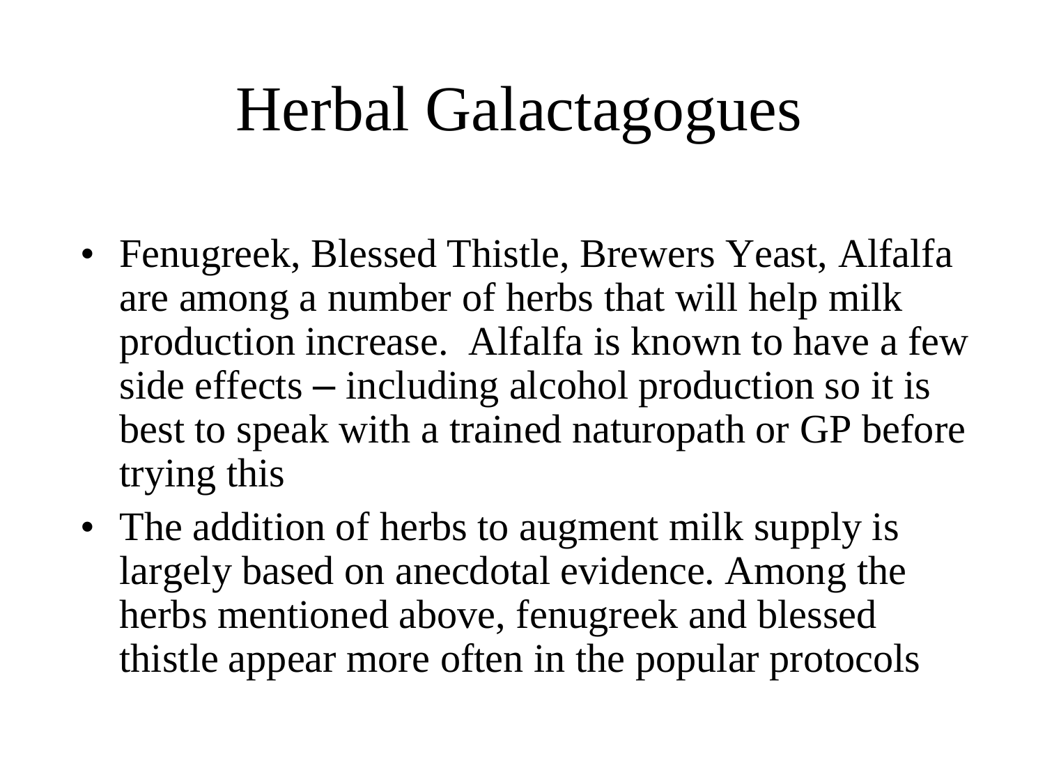# Herbal Galactagogues

- Fenugreek, Blessed Thistle, Brewers Yeast, Alfalfa are among a number of herbs that will help milk production increase. Alfalfa is known to have a few side effects – including alcohol production so it is best to speak with a trained naturopath or GP before trying this
- The addition of herbs to augment milk supply is largely based on anecdotal evidence. Among the herbs mentioned above, fenugreek and blessed thistle appear more often in the popular protocols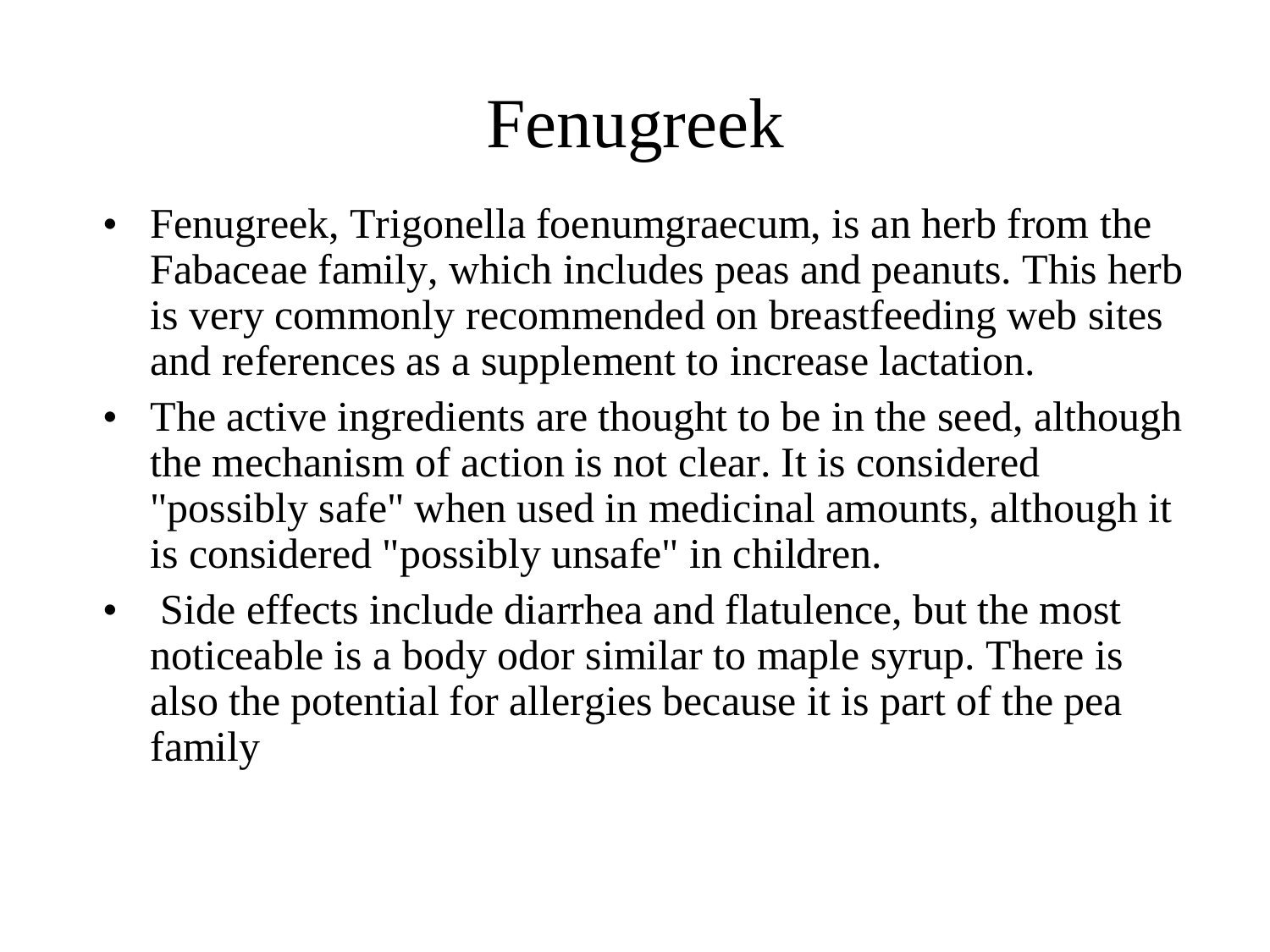# Fenugreek

- Fenugreek, Trigonella foenumgraecum, is an herb from the Fabaceae family, which includes peas and peanuts. This herb is very commonly recommended on breastfeeding web sites and references as a supplement to increase lactation.
- The active ingredients are thought to be in the seed, although the mechanism of action is not clear. It is considered "possibly safe" when used in medicinal amounts, although it is considered "possibly unsafe" in children.
- Side effects include diarrhea and flatulence, but the most noticeable is a body odor similar to maple syrup. There is also the potential for allergies because it is part of the pea family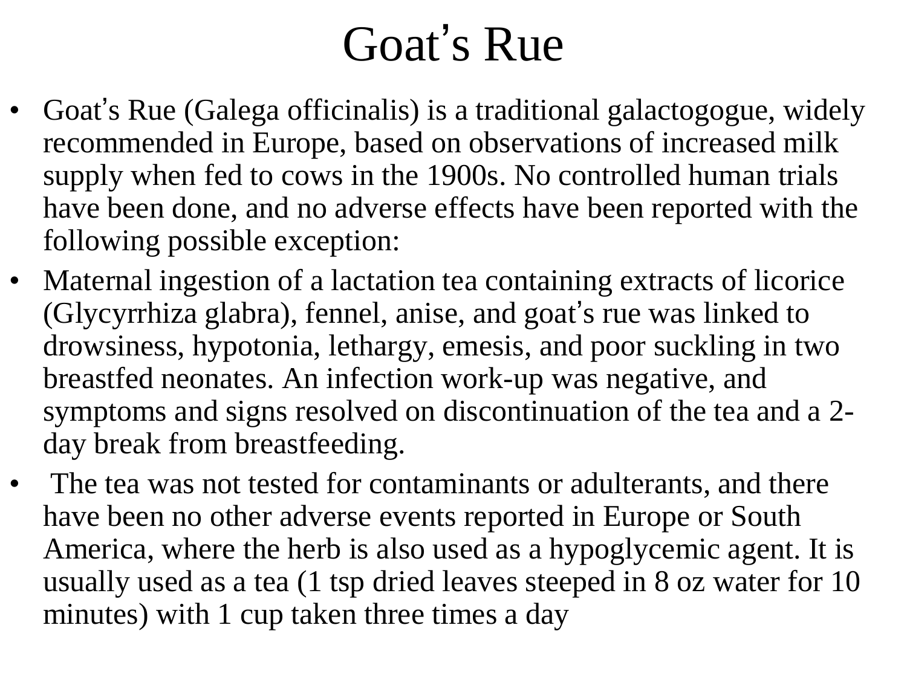# Goat's Rue

- Goat's Rue (Galega officinalis) is a traditional galactogogue, widely recommended in Europe, based on observations of increased milk supply when fed to cows in the 1900s. No controlled human trials have been done, and no adverse effects have been reported with the following possible exception:
- Maternal ingestion of a lactation tea containing extracts of licorice (Glycyrrhiza glabra), fennel, anise, and goat's rue was linked to drowsiness, hypotonia, lethargy, emesis, and poor suckling in two breastfed neonates. An infection work-up was negative, and symptoms and signs resolved on discontinuation of the tea and a 2-day break from breastfeeding.
- The tea was not tested for contaminants or adulterants, and there have been no other adverse events reported in Europe or South America, where the herb is also used as a hypoglycemic agent. It is usually used as a tea (1 tsp dried leaves steeped in 8 oz water for 10 minutes) with 1 cup taken three times a day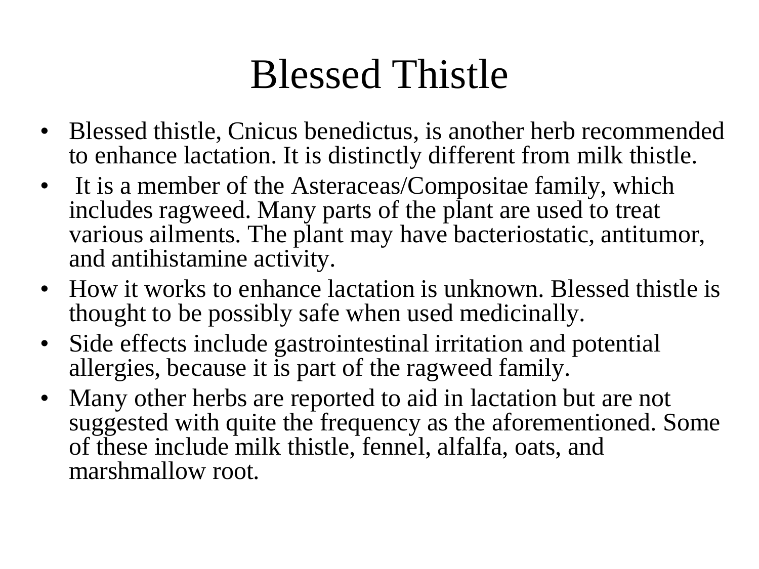# Blessed Thistle

- Blessed thistle, Cnicus benedictus, is another herb recommended to enhance lactation. It is distinctly different from milk thistle.
- It is a member of the Asteraceas/Compositae family, which includes ragweed. Many parts of the plant are used to treat various ailments. The plant may have bacteriostatic, antitumor, and antihistamine activity.
- How it works to enhance lactation is unknown. Blessed thistle is thought to be possibly safe when used medicinally.
- Side effects include gastrointestinal irritation and potential allergies, because it is part of the ragweed family.
- Many other herbs are reported to aid in lactation but are not suggested with quite the frequency as the aforementioned. Some of these include milk thistle, fennel, alfalfa, oats, and marshmallow root.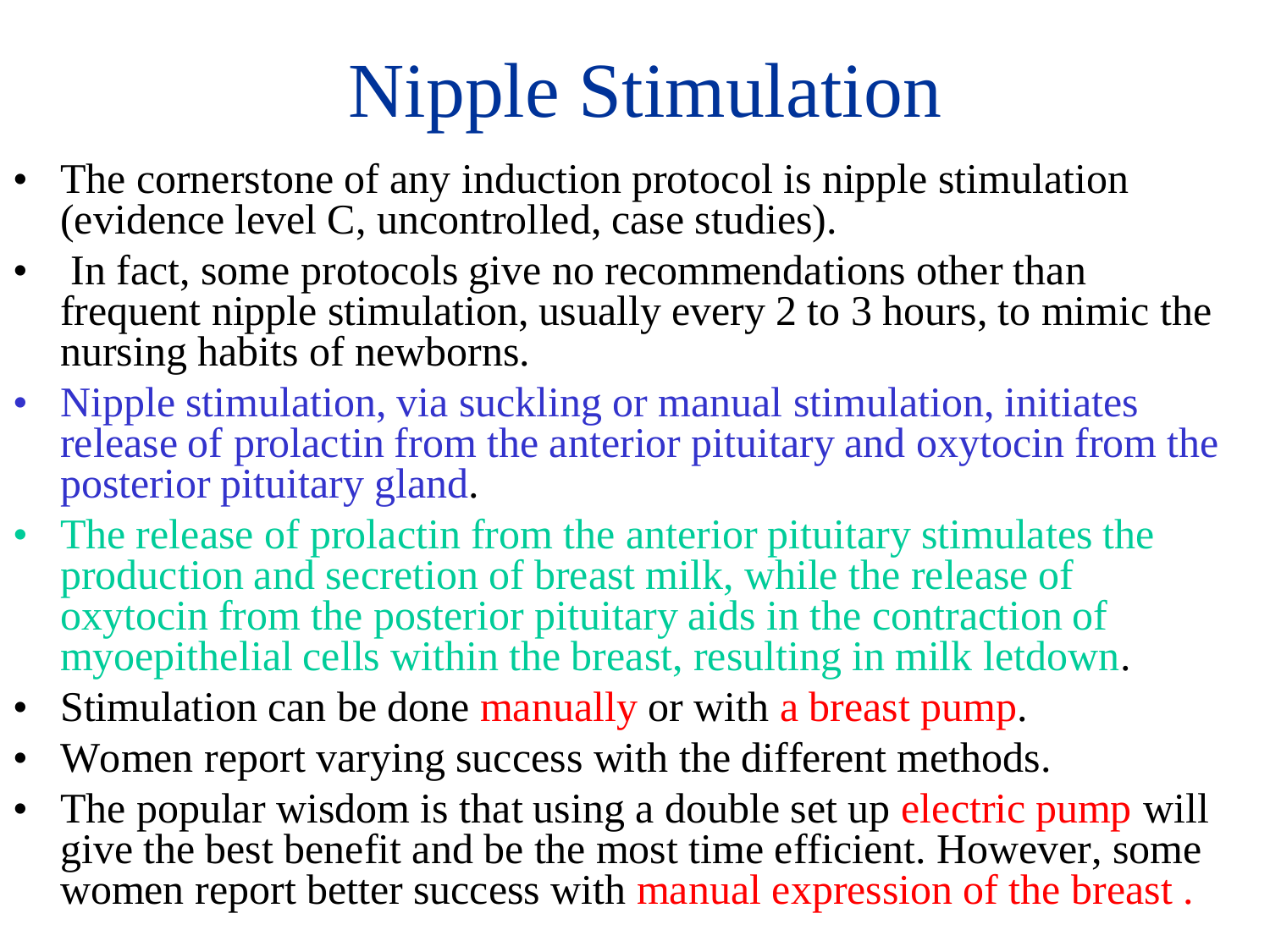# Nipple Stimulation

- The cornerstone of any induction protocol is nipple stimulation (evidence level C, uncontrolled, case studies).
- In fact, some protocols give no recommendations other than frequent nipple stimulation, usually every 2 to 3 hours, to mimic the nursing habits of newborns.
- Nipple stimulation, via suckling or manual stimulation, initiates release of prolactin from the anterior pituitary and oxytocin from the posterior pituitary gland.
- The release of prolactin from the anterior pituitary stimulates the production and secretion of breast milk, while the release of oxytocin from the posterior pituitary aids in the contraction of myoepithelial cells within the breast, resulting in milk letdown.
- Stimulation can be done manually or with a breast pump.
- Women report varying success with the different methods.
- The popular wisdom is that using a double set up electric pump will give the best benefit and be the most time efficient. However, some women report better success with manual expression of the breast .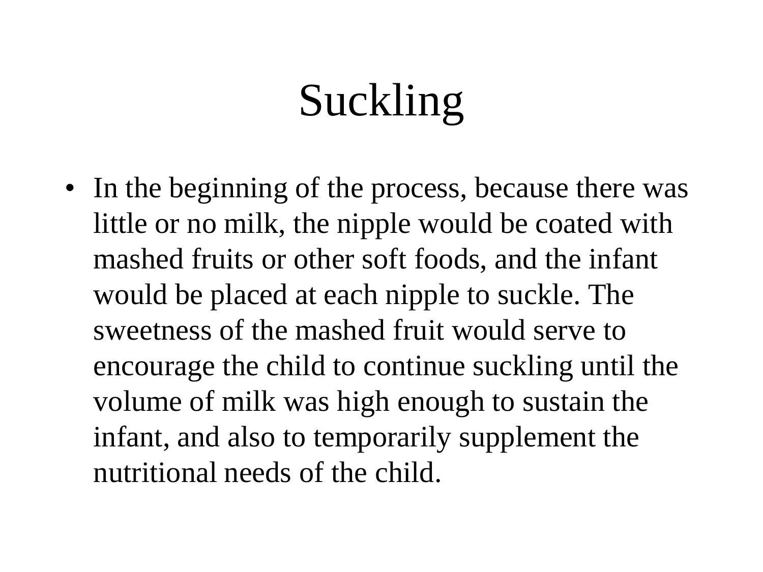# Suckling

- In the beginning of the process, because there was little or no milk, the nipple would be coated with mashed fruits or other soft foods, and the infant would be placed at each nipple to suckle. The sweetness of the mashed fruit would serve to encourage the child to continue suckling until the volume of milk was high enough to sustain the infant, and also to temporarily supplement the nutritional needs of the child.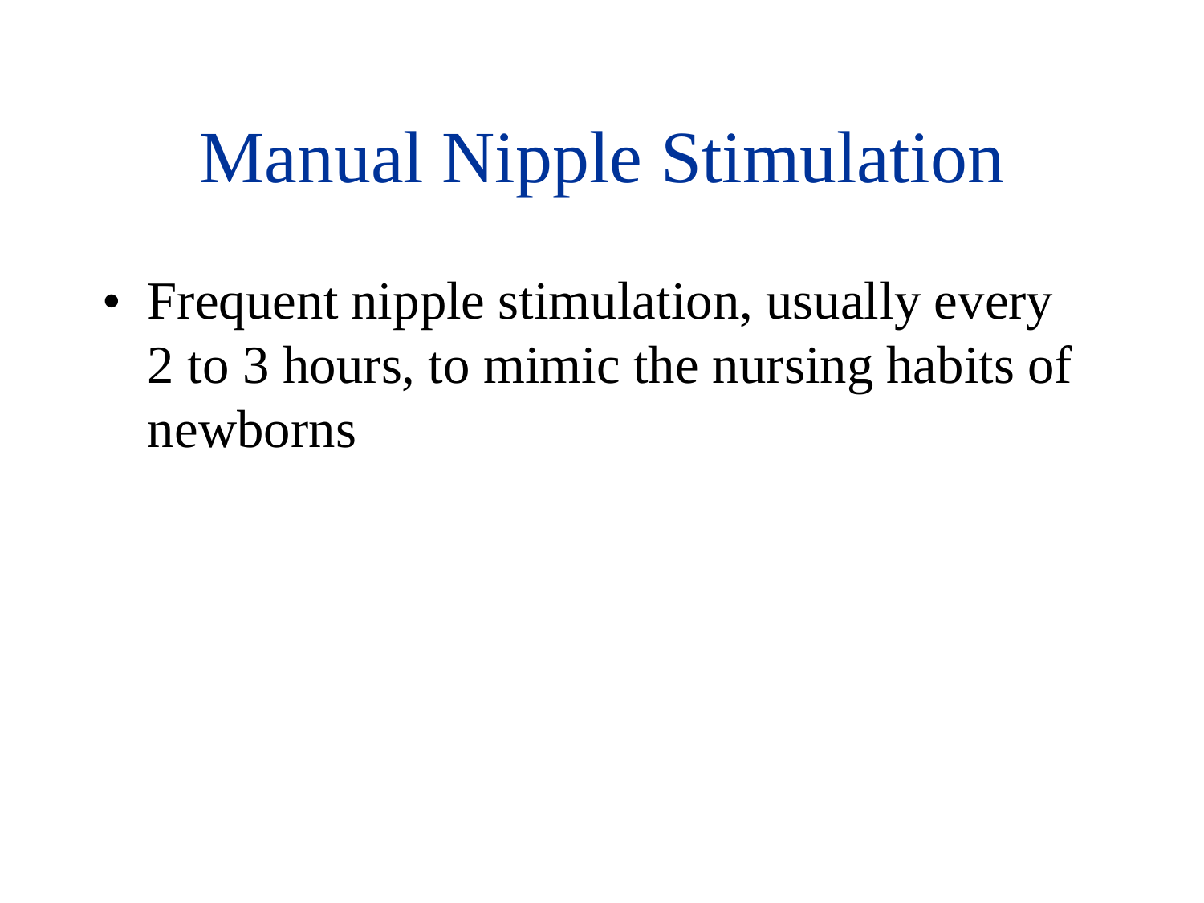# Manual Nipple Stimulation

- Frequent nipple stimulation, usually every 2 to 3 hours, to mimic the nursing habits of newborns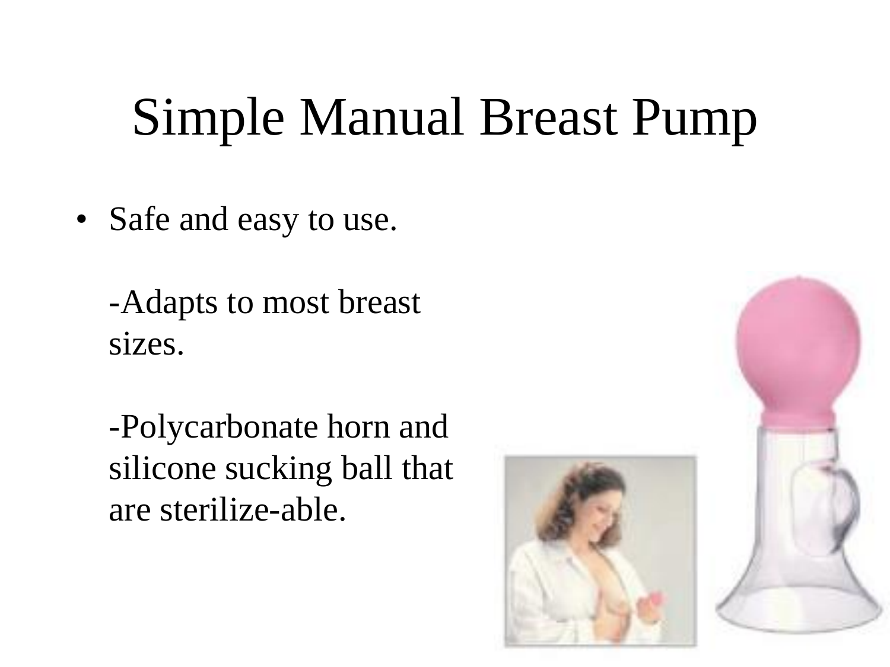# Simple Manual Breast Pump

- Safe and easy to use.

  -Adapts to most breast sizes.

  -Polycarbonate horn and silicone sucking ball that are sterilize-able.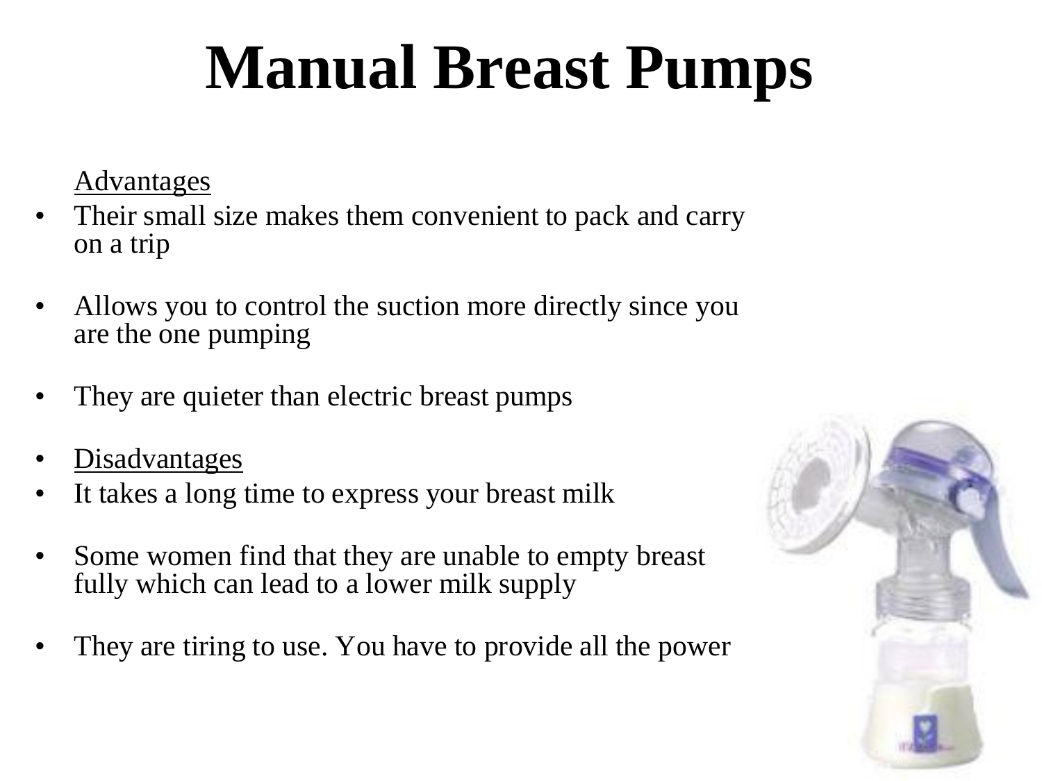# Manual Breast Pumps

Advantages

- Their small size makes them convenient to pack and carry on a trip
- Allows you to control the suction more directly since you are the one pumping
- They are quieter than electric breast pumps
- Disadvantages
- It takes a long time to express your breast milk
- Some women find that they are unable to empty breast fully which can lead to a lower milk supply
- They are tiring to use. You have to provide all the power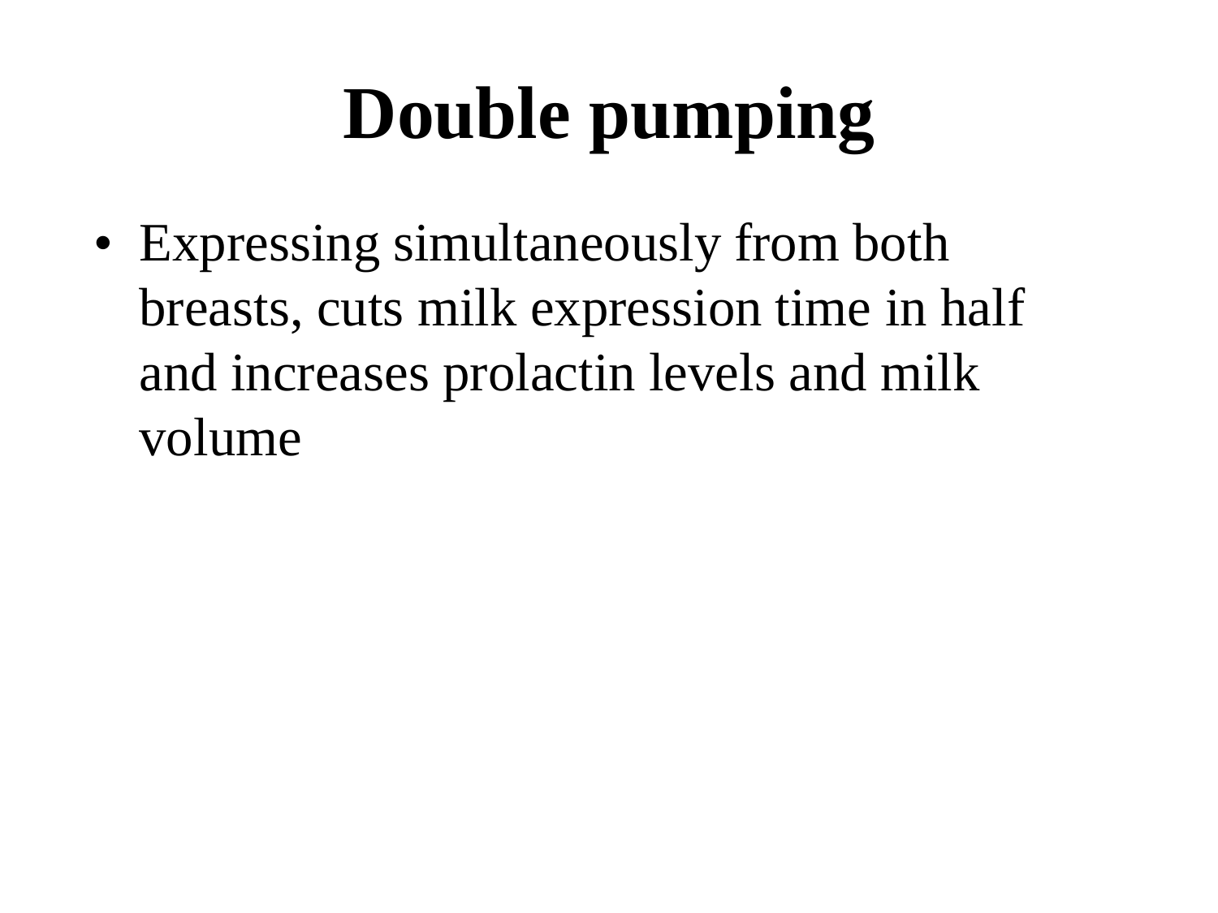# Double pumping

- Expressing simultaneously from both breasts, cuts milk expression time in half and increases prolactin levels and milk volume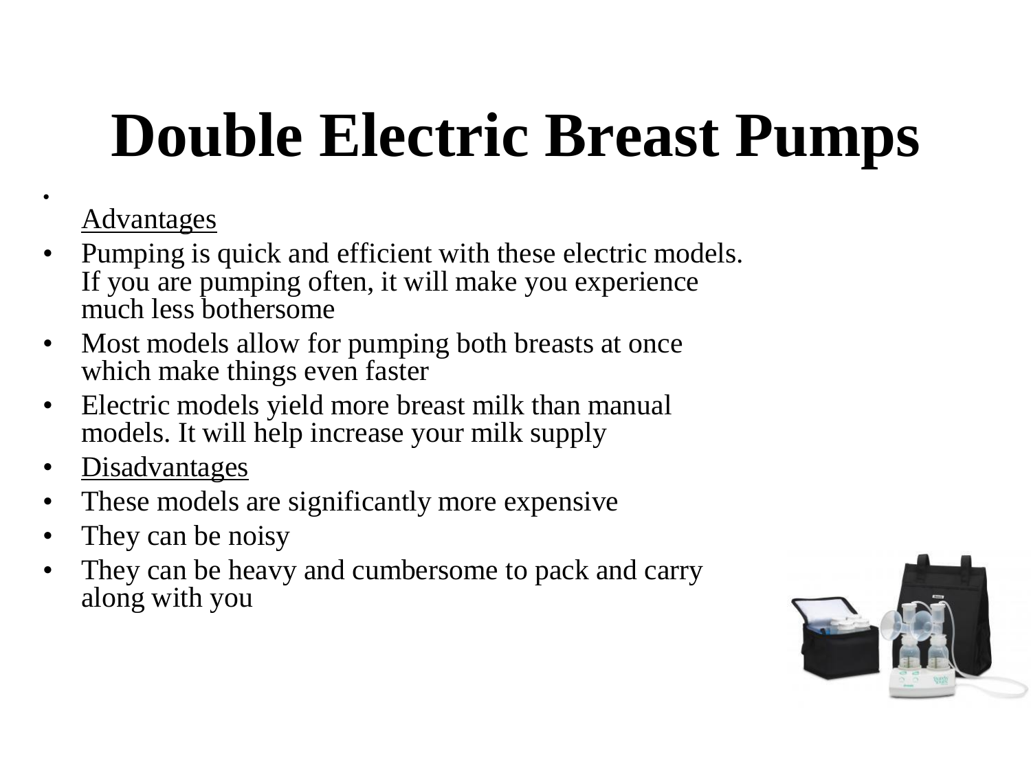# Double Electric Breast Pumps

- <u>Advantages</u>
- Pumping is quick and efficient with these electric models. If you are pumping often, it will make you experience much less bothersome
- Most models allow for pumping both breasts at once which make things even faster
- Electric models yield more breast milk than manual models. It will help increase your milk supply
- <u>Disadvantages</u>
- These models are significantly more expensive
- They can be noisy
- They can be heavy and cumbersome to pack and carry along with you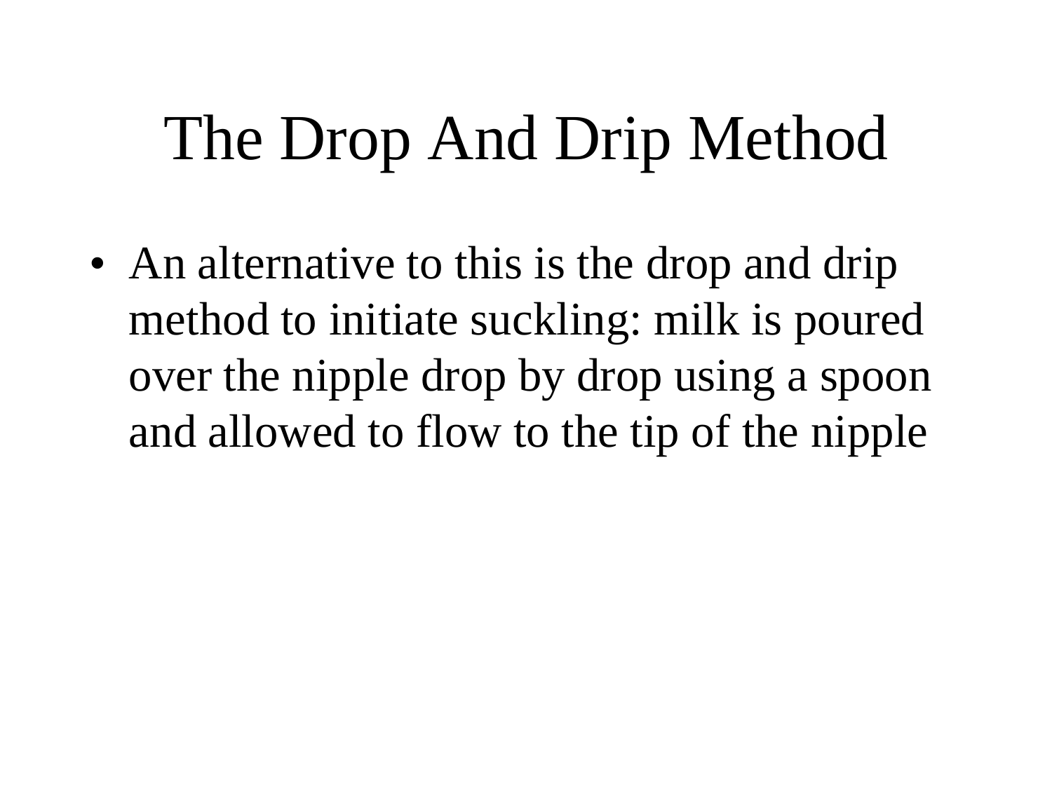# The Drop And Drip Method

- An alternative to this is the drop and drip method to initiate suckling: milk is poured over the nipple drop by drop using a spoon and allowed to flow to the tip of the nipple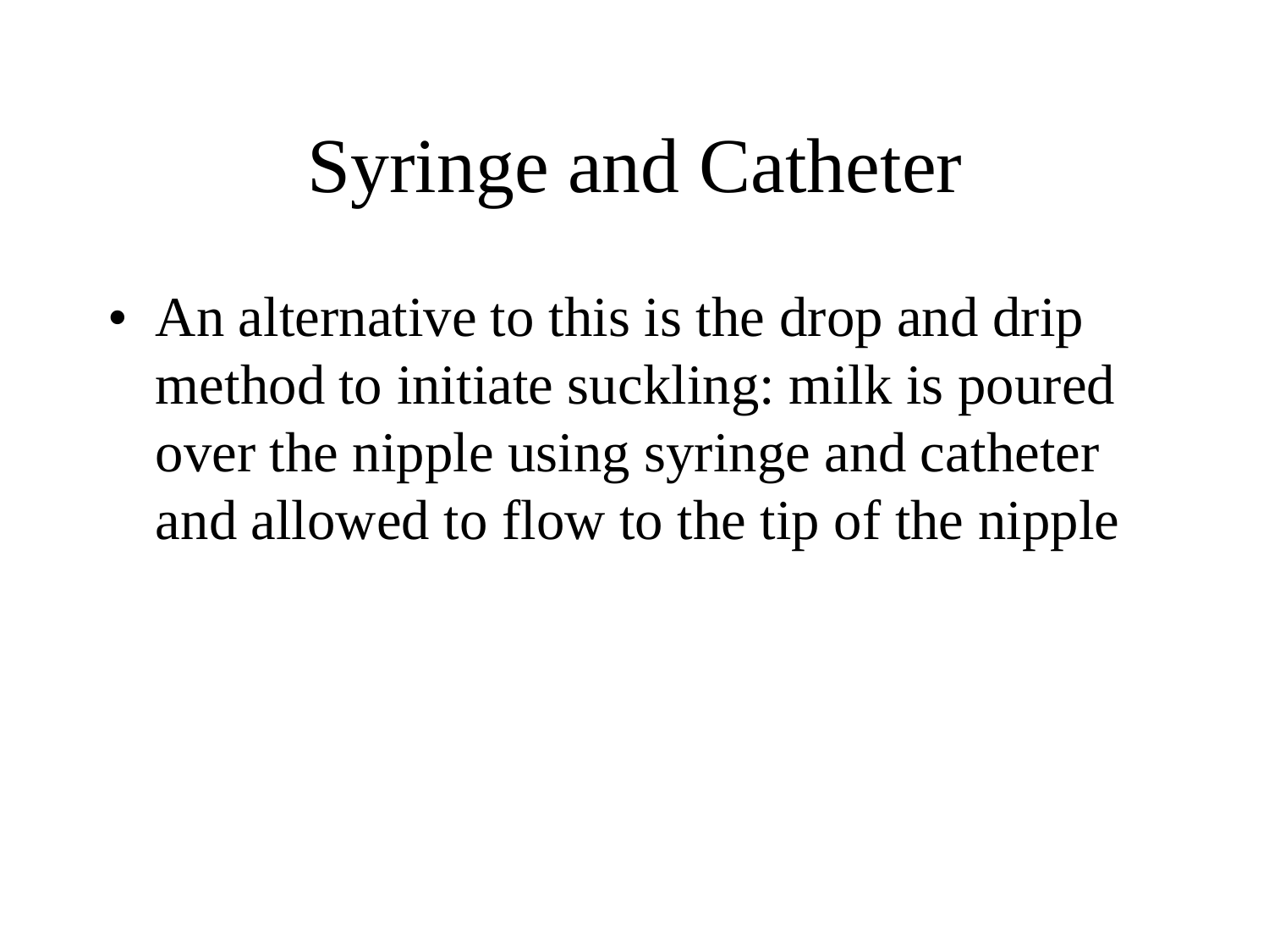# Syringe and Catheter

- An alternative to this is the drop and drip method to initiate suckling: milk is poured over the nipple using syringe and catheter and allowed to flow to the tip of the nipple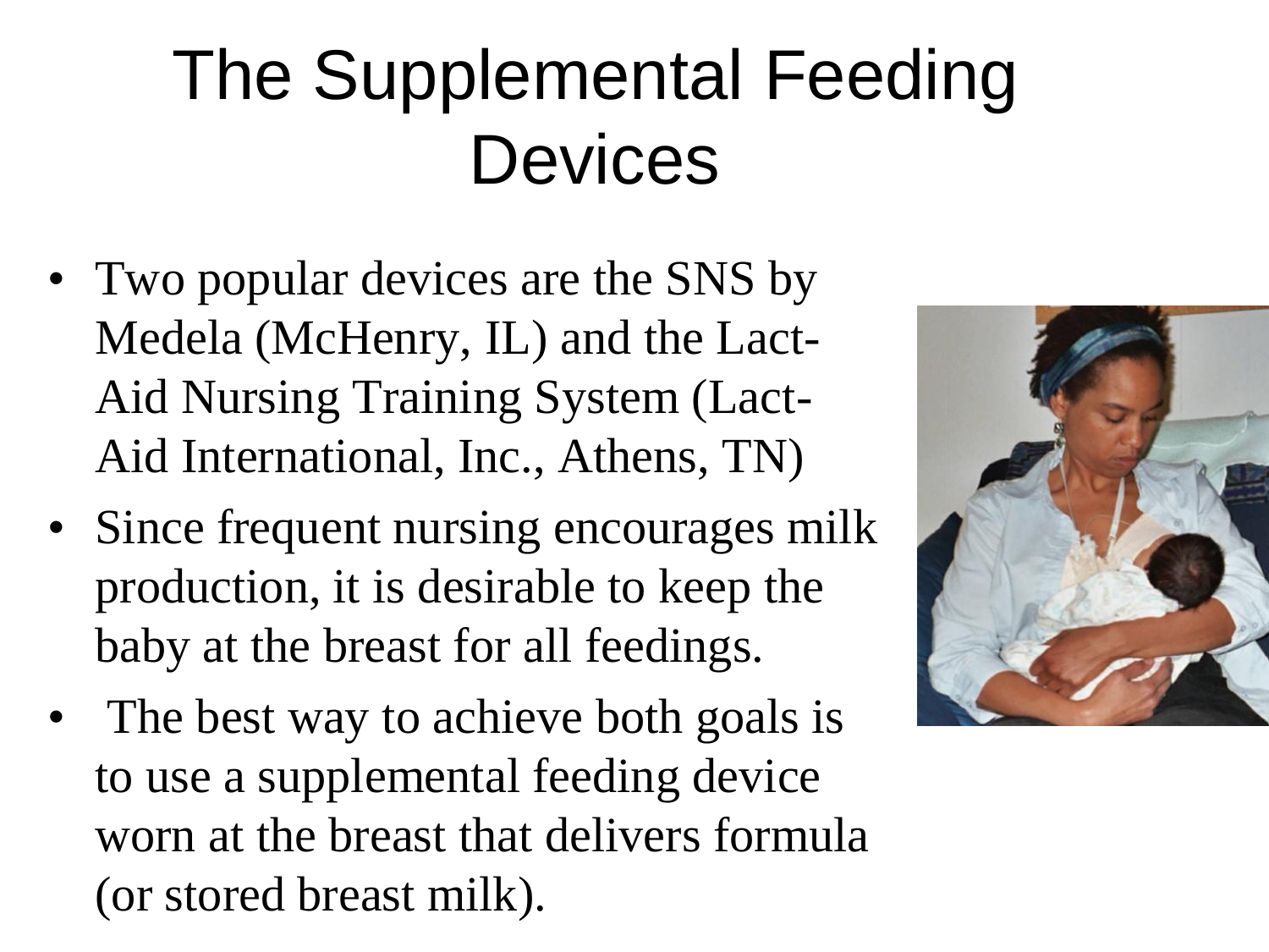# The Supplemental Feeding Devices

- Two popular devices are the SNS by Medela (McHenry, IL) and the Lact-Aid Nursing Training System (Lact-Aid International, Inc., Athens, TN)
- Since frequent nursing encourages milk production, it is desirable to keep the baby at the breast for all feedings.
- The best way to achieve both goals is to use a supplemental feeding device worn at the breast that delivers formula (or stored breast milk).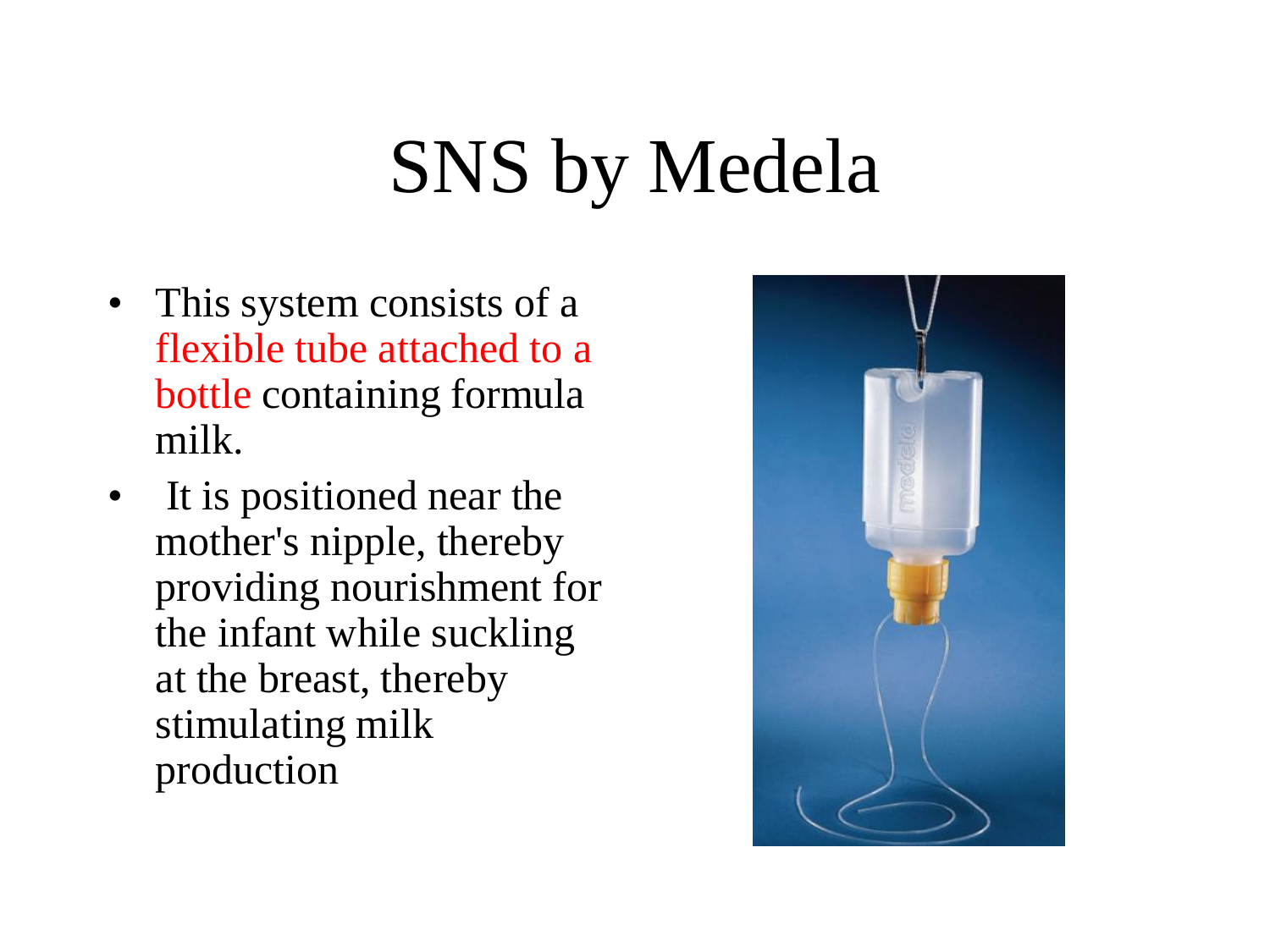# SNS by Medela

- This system consists of a flexible tube attached to a bottle containing formula milk.
- It is positioned near the mother's nipple, thereby providing nourishment for the infant while suckling at the breast, thereby stimulating milk production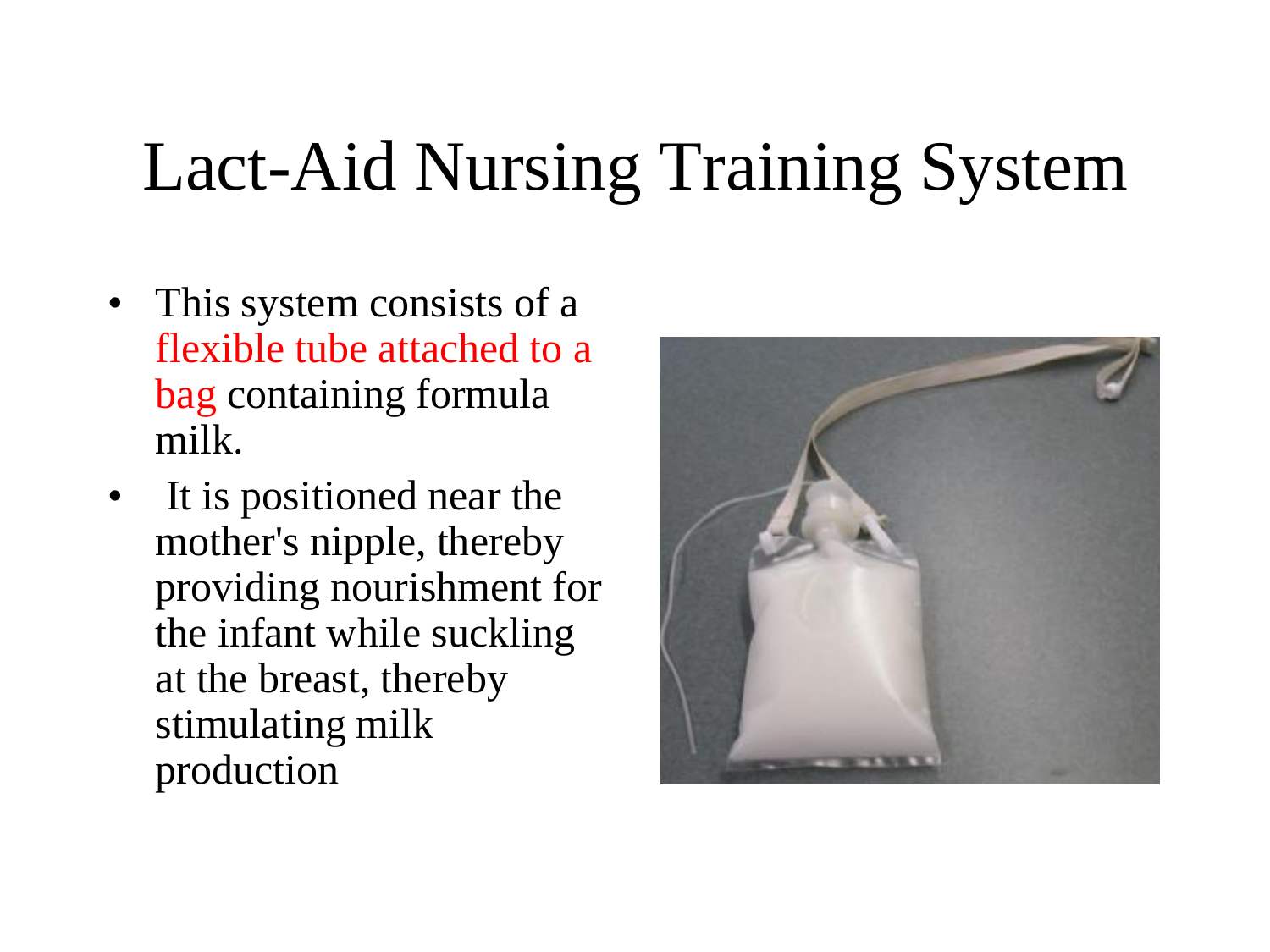# Lact-Aid Nursing Training System

- This system consists of a flexible tube attached to a bag containing formula milk.
- It is positioned near the mother's nipple, thereby providing nourishment for the infant while suckling at the breast, thereby stimulating milk production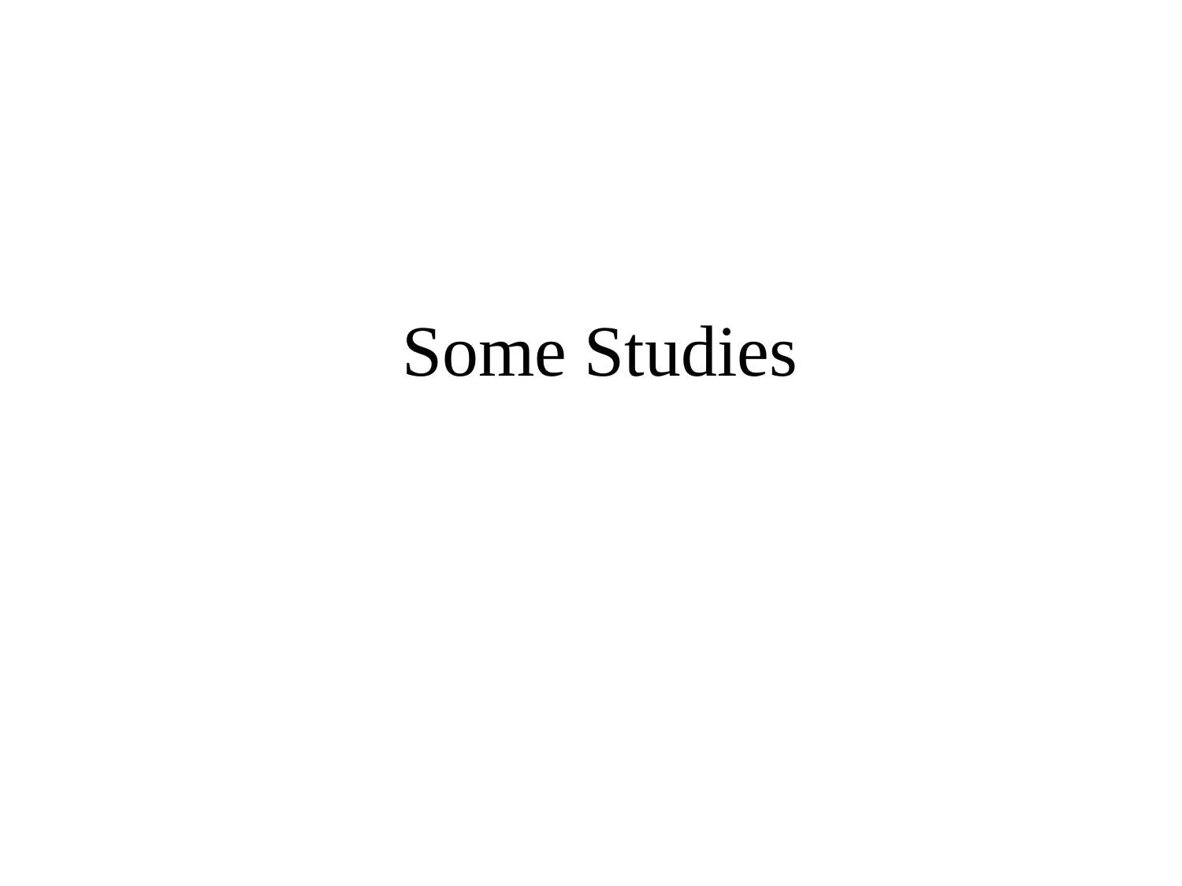# Some Studies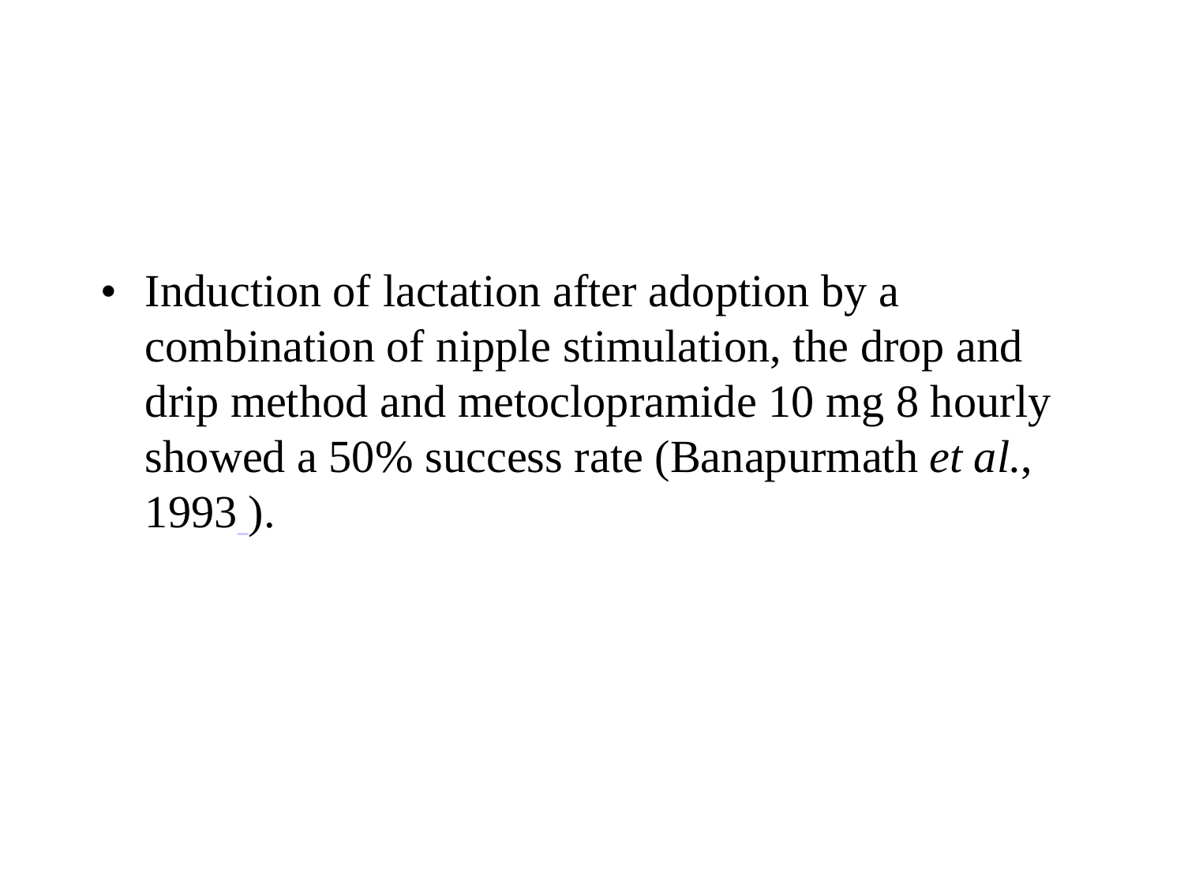- Induction of lactation after adoption by a combination of nipple stimulation, the drop and drip method and metoclopramide 10 mg 8 hourly showed a 50% success rate (Banapurmath *et al.*, 1993 ).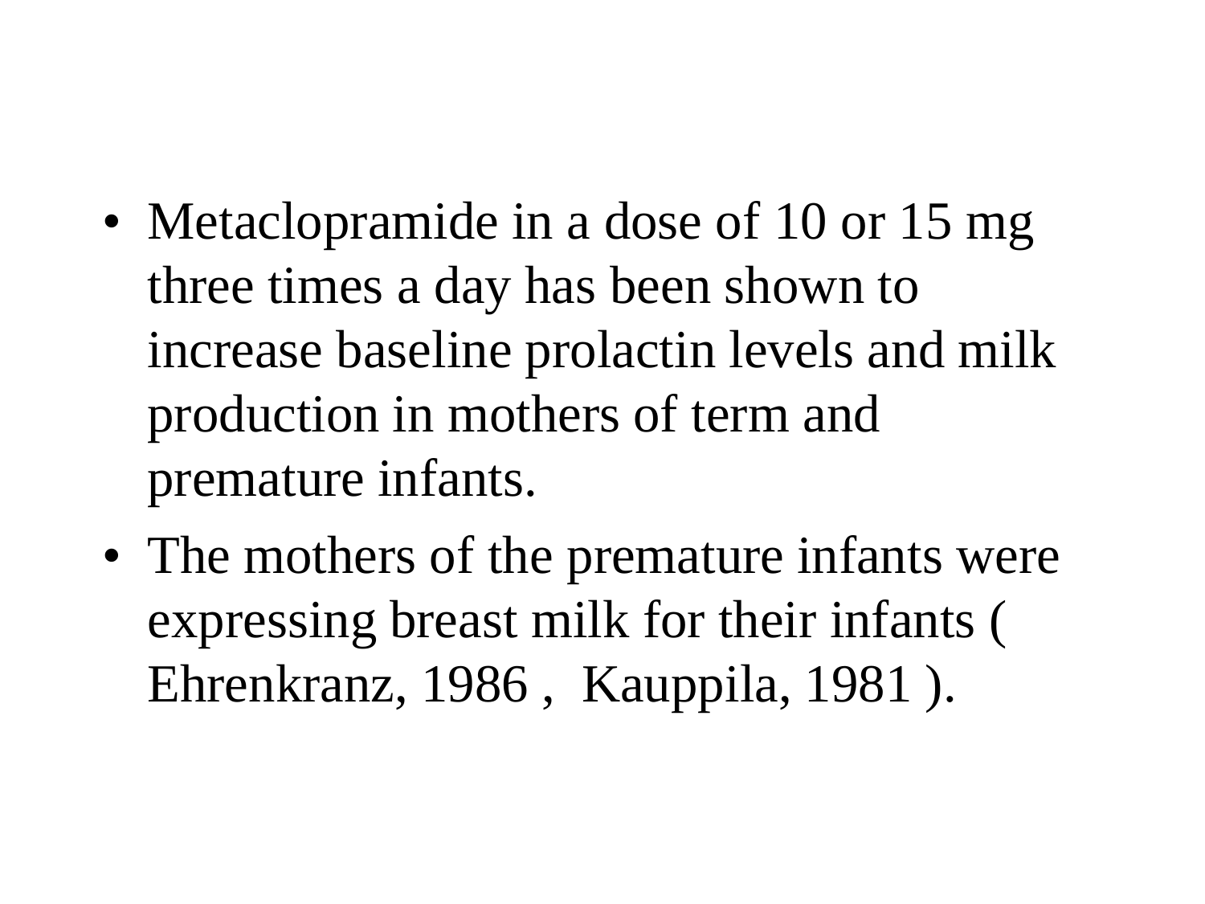- Metaclopramide in a dose of 10 or 15 mg three times a day has been shown to increase baseline prolactin levels and milk production in mothers of term and premature infants.
- The mothers of the premature infants were expressing breast milk for their infants ( Ehrenkranz, 1986 ,  Kauppila, 1981 ).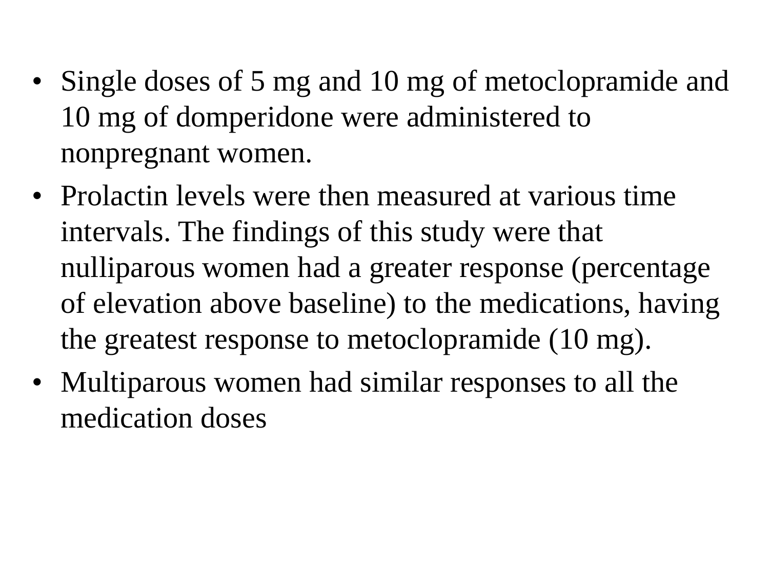- Single doses of 5 mg and 10 mg of metoclopramide and 10 mg of domperidone were administered to nonpregnant women.
- Prolactin levels were then measured at various time intervals. The findings of this study were that nulliparous women had a greater response (percentage of elevation above baseline) to the medications, having the greatest response to metoclopramide (10 mg).
- Multiparous women had similar responses to all the medication doses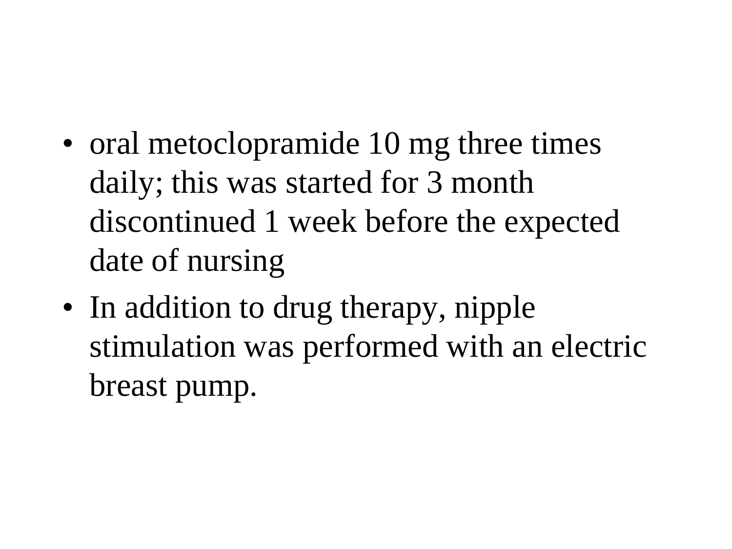- oral metoclopramide 10 mg three times daily; this was started for 3 month discontinued 1 week before the expected date of nursing
- In addition to drug therapy, nipple stimulation was performed with an electric breast pump.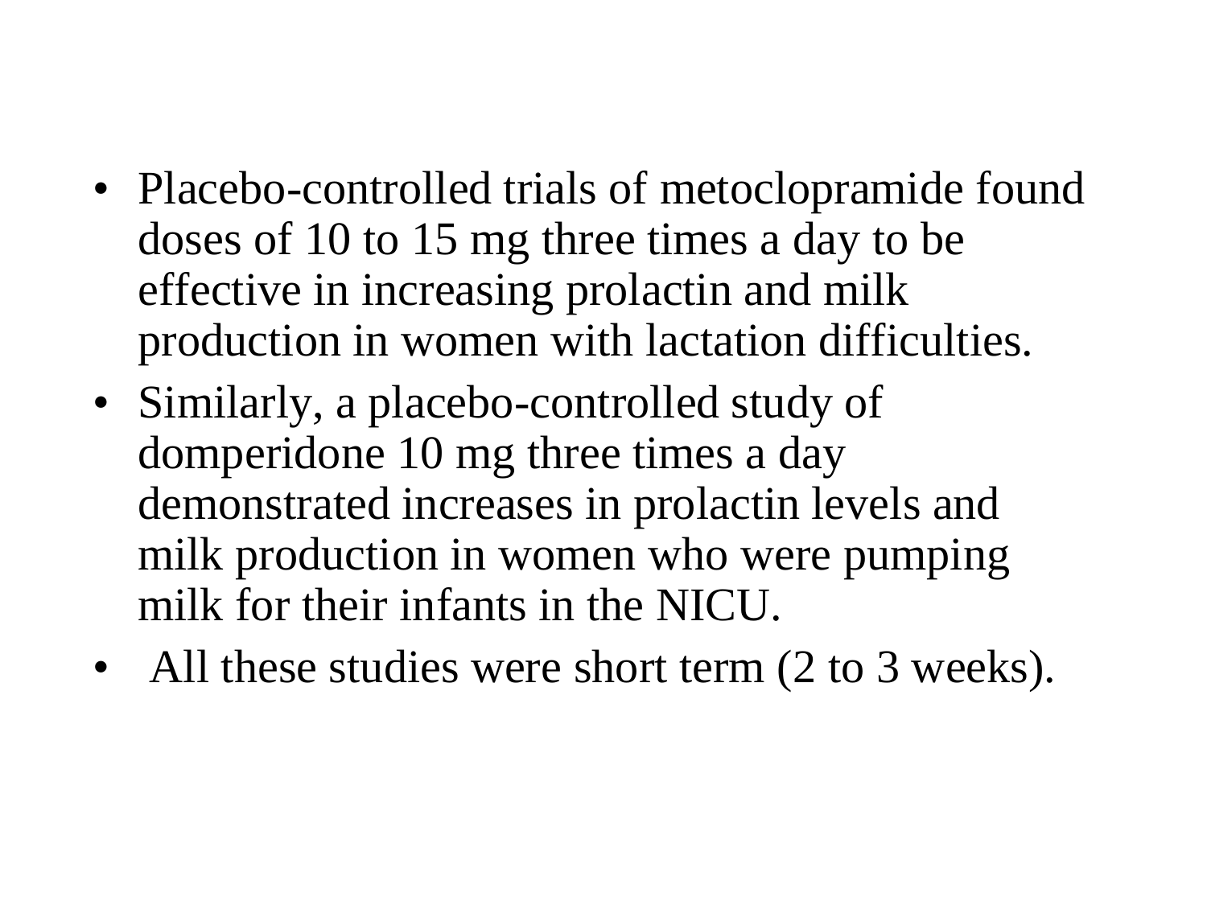- Placebo-controlled trials of metoclopramide found doses of 10 to 15 mg three times a day to be effective in increasing prolactin and milk production in women with lactation difficulties.
- Similarly, a placebo-controlled study of domperidone 10 mg three times a day demonstrated increases in prolactin levels and milk production in women who were pumping milk for their infants in the NICU.
- All these studies were short term (2 to 3 weeks).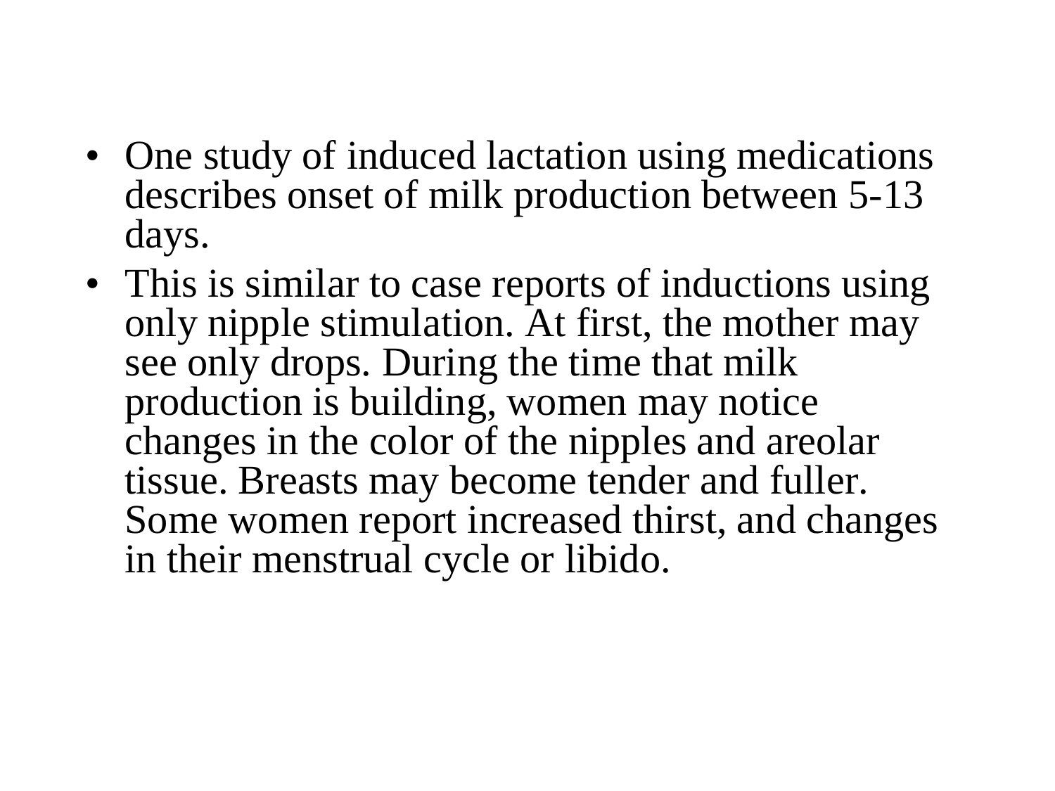- One study of induced lactation using medications describes onset of milk production between 5-13 days.
- This is similar to case reports of inductions using only nipple stimulation. At first, the mother may see only drops. During the time that milk production is building, women may notice changes in the color of the nipples and areolar tissue. Breasts may become tender and fuller. Some women report increased thirst, and changes in their menstrual cycle or libido.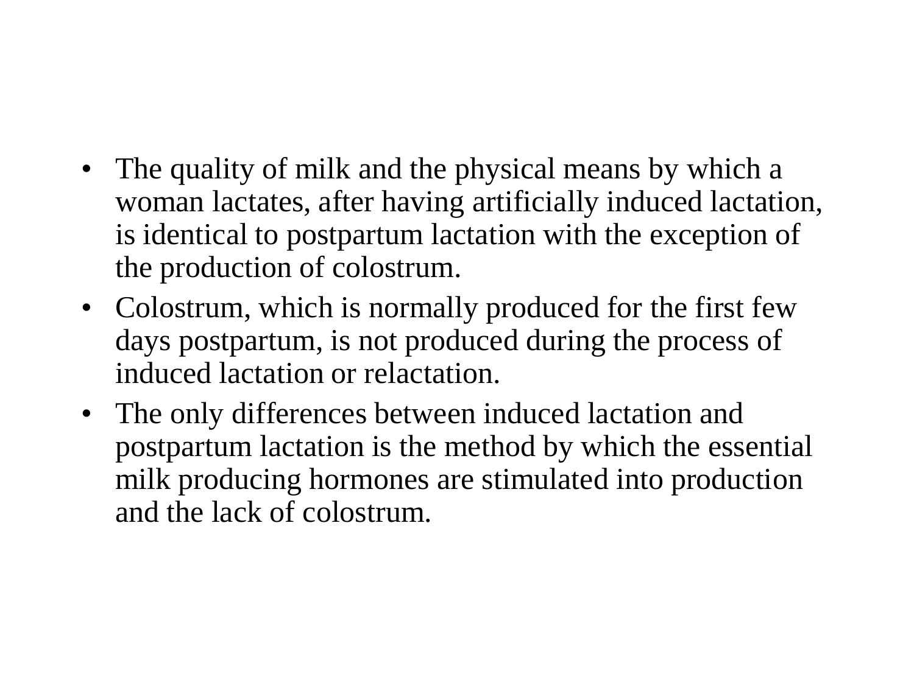- The quality of milk and the physical means by which a woman lactates, after having artificially induced lactation, is identical to postpartum lactation with the exception of the production of colostrum.
- Colostrum, which is normally produced for the first few days postpartum, is not produced during the process of induced lactation or relactation.
- The only differences between induced lactation and postpartum lactation is the method by which the essential milk producing hormones are stimulated into production and the lack of colostrum.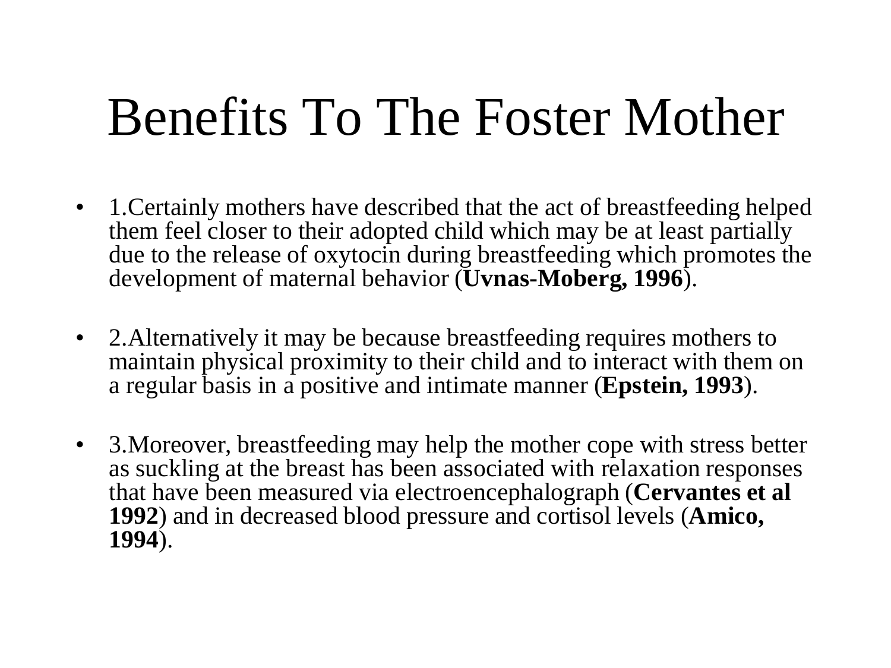# Benefits To The Foster Mother

- 1.Certainly mothers have described that the act of breastfeeding helped them feel closer to their adopted child which may be at least partially due to the release of oxytocin during breastfeeding which promotes the development of maternal behavior (**Uvnas-Moberg, 1996**).

- 2.Alternatively it may be because breastfeeding requires mothers to maintain physical proximity to their child and to interact with them on a regular basis in a positive and intimate manner (**Epstein, 1993**).

- 3.Moreover, breastfeeding may help the mother cope with stress better as suckling at the breast has been associated with relaxation responses that have been measured via electroencephalograph (**Cervantes et al 1992**) and in decreased blood pressure and cortisol levels (**Amico, 1994**).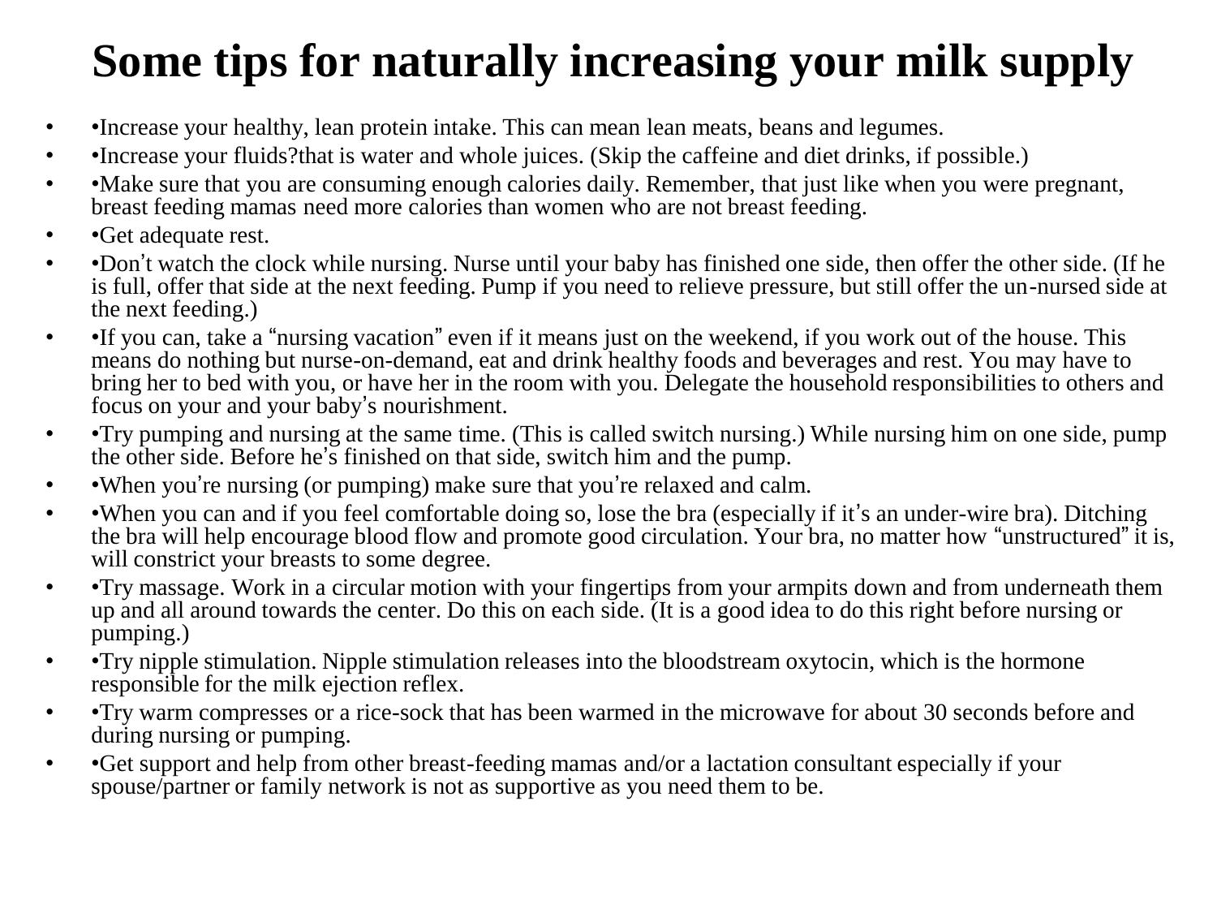# Some tips for naturally increasing your milk supply

- •Increase your healthy, lean protein intake. This can mean lean meats, beans and legumes.
- •Increase your fluids?that is water and whole juices. (Skip the caffeine and diet drinks, if possible.)
- •Make sure that you are consuming enough calories daily. Remember, that just like when you were pregnant, breast feeding mamas need more calories than women who are not breast feeding.
- •Get adequate rest.
- •Don't watch the clock while nursing. Nurse until your baby has finished one side, then offer the other side. (If he is full, offer that side at the next feeding. Pump if you need to relieve pressure, but still offer the un-nursed side at the next feeding.)
- •If you can, take a "nursing vacation" even if it means just on the weekend, if you work out of the house. This means do nothing but nurse-on-demand, eat and drink healthy foods and beverages and rest. You may have to bring her to bed with you, or have her in the room with you. Delegate the household responsibilities to others and focus on your and your baby's nourishment.
- •Try pumping and nursing at the same time. (This is called switch nursing.) While nursing him on one side, pump the other side. Before he's finished on that side, switch him and the pump.
- •When you're nursing (or pumping) make sure that you're relaxed and calm.
- •When you can and if you feel comfortable doing so, lose the bra (especially if it's an under-wire bra). Ditching the bra will help encourage blood flow and promote good circulation. Your bra, no matter how "unstructured" it is, will constrict your breasts to some degree.
- •Try massage. Work in a circular motion with your fingertips from your armpits down and from underneath them up and all around towards the center. Do this on each side. (It is a good idea to do this right before nursing or pumping.)
- •Try nipple stimulation. Nipple stimulation releases into the bloodstream oxytocin, which is the hormone responsible for the milk ejection reflex.
- •Try warm compresses or a rice-sock that has been warmed in the microwave for about 30 seconds before and during nursing or pumping.
- •Get support and help from other breast-feeding mamas and/or a lactation consultant especially if your spouse/partner or family network is not as supportive as you need them to be.